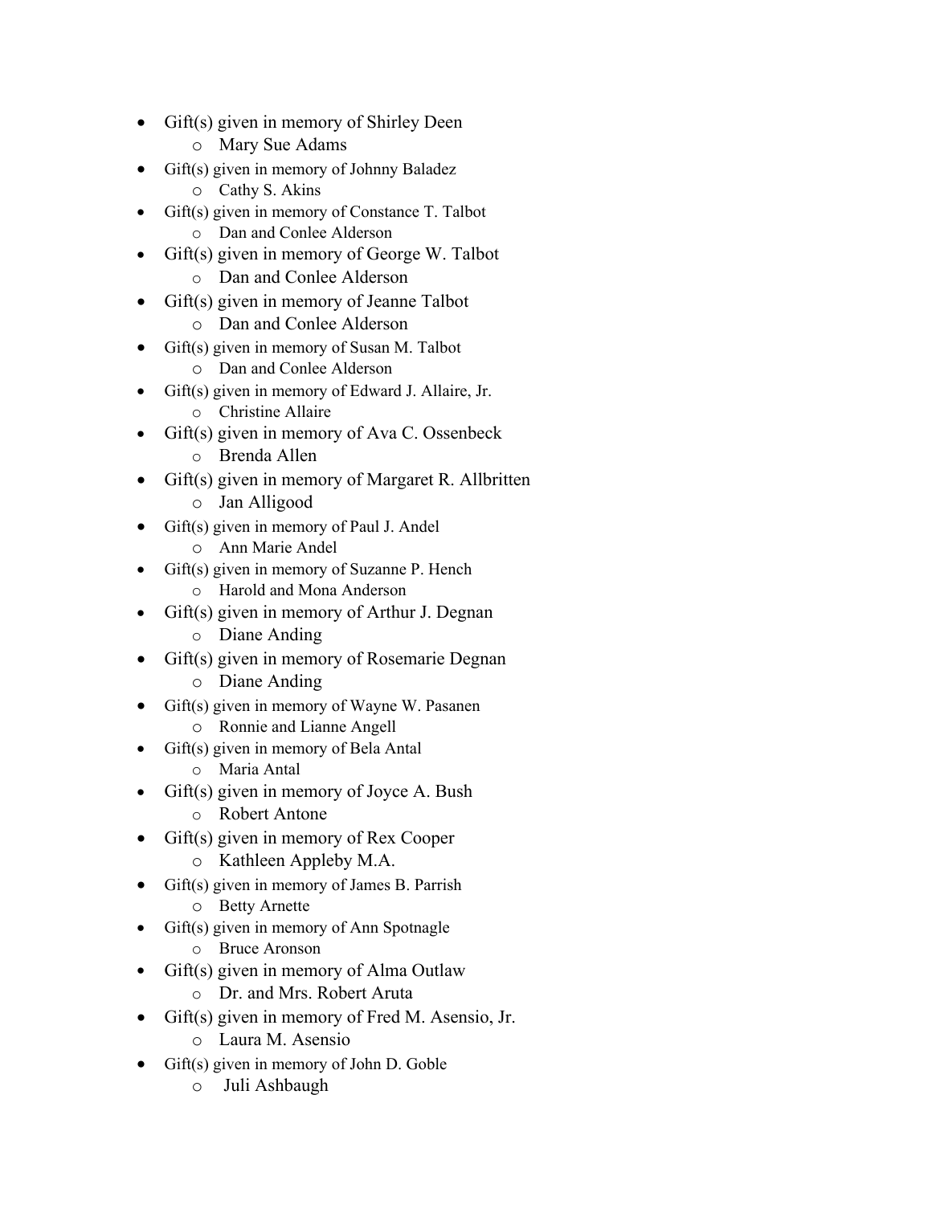- Gift(s) given in memory of Shirley Deen
  - Mary Sue Adams
- Gift(s) given in memory of Johnny Baladez
  - Cathy S. Akins
- Gift(s) given in memory of Constance T. Talbot
  - Dan and Conlee Alderson
- Gift(s) given in memory of George W. Talbot
  - Dan and Conlee Alderson
- Gift(s) given in memory of Jeanne Talbot
  - Dan and Conlee Alderson
- Gift(s) given in memory of Susan M. Talbot
  - Dan and Conlee Alderson
- Gift(s) given in memory of Edward J. Allaire, Jr.
  - Christine Allaire
- Gift(s) given in memory of Ava C. Ossenbeck
  - Brenda Allen
- Gift(s) given in memory of Margaret R. Allbritten
  - Jan Alligood
- Gift(s) given in memory of Paul J. Andel
  - Ann Marie Andel
- Gift(s) given in memory of Suzanne P. Hench
  - Harold and Mona Anderson
- Gift(s) given in memory of Arthur J. Degnan
  - Diane Anding
- Gift(s) given in memory of Rosemarie Degnan
  - Diane Anding
- Gift(s) given in memory of Wayne W. Pasanen
  - Ronnie and Lianne Angell
- Gift(s) given in memory of Bela Antal
  - Maria Antal
- Gift(s) given in memory of Joyce A. Bush
  - Robert Antone
- Gift(s) given in memory of Rex Cooper
  - Kathleen Appleby M.A.
- Gift(s) given in memory of James B. Parrish
  - Betty Arnette
- Gift(s) given in memory of Ann Spotnagle
  - Bruce Aronson
- Gift(s) given in memory of Alma Outlaw
  - Dr. and Mrs. Robert Aruta
- Gift(s) given in memory of Fred M. Asensio, Jr.
  - Laura M. Asensio
- Gift(s) given in memory of John D. Goble
  - Juli Ashbaugh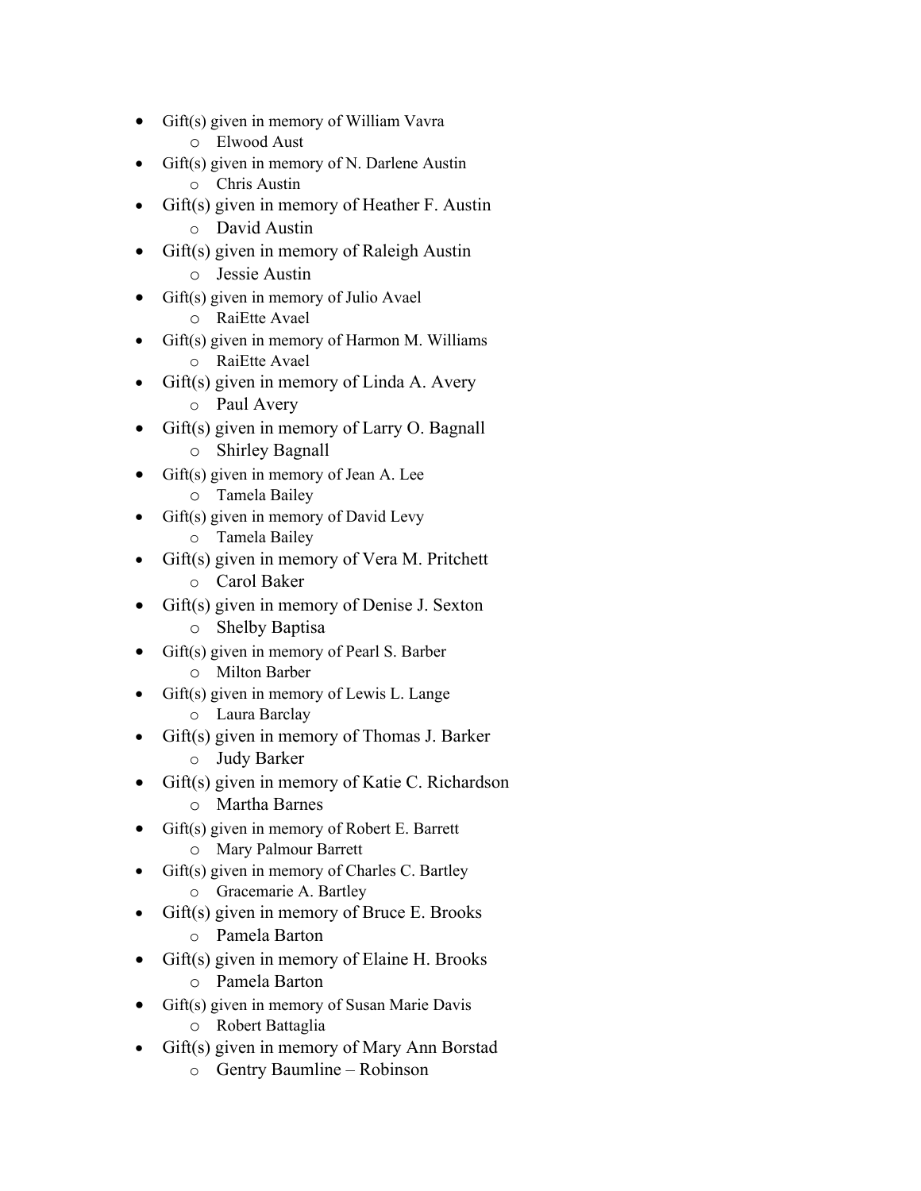- Gift(s) given in memory of William Vavra
    - Elwood Aust
- Gift(s) given in memory of N. Darlene Austin
    - Chris Austin
- Gift(s) given in memory of Heather F. Austin
    - David Austin
- Gift(s) given in memory of Raleigh Austin
    - Jessie Austin
- Gift(s) given in memory of Julio Avael
    - RaiEtte Avael
- Gift(s) given in memory of Harmon M. Williams
    - RaiEtte Avael
- Gift(s) given in memory of Linda A. Avery
    - Paul Avery
- Gift(s) given in memory of Larry O. Bagnall
    - Shirley Bagnall
- Gift(s) given in memory of Jean A. Lee
    - Tamela Bailey
- Gift(s) given in memory of David Levy
    - Tamela Bailey
- Gift(s) given in memory of Vera M. Pritchett
    - Carol Baker
- Gift(s) given in memory of Denise J. Sexton
    - Shelby Baptisa
- Gift(s) given in memory of Pearl S. Barber
    - Milton Barber
- Gift(s) given in memory of Lewis L. Lange
    - Laura Barclay
- Gift(s) given in memory of Thomas J. Barker
    - Judy Barker
- Gift(s) given in memory of Katie C. Richardson
    - Martha Barnes
- Gift(s) given in memory of Robert E. Barrett
    - Mary Palmour Barrett
- Gift(s) given in memory of Charles C. Bartley
    - Gracemarie A. Bartley
- Gift(s) given in memory of Bruce E. Brooks
    - Pamela Barton
- Gift(s) given in memory of Elaine H. Brooks
    - Pamela Barton
- Gift(s) given in memory of Susan Marie Davis
    - Robert Battaglia
- Gift(s) given in memory of Mary Ann Borstad
    - Gentry Baumline – Robinson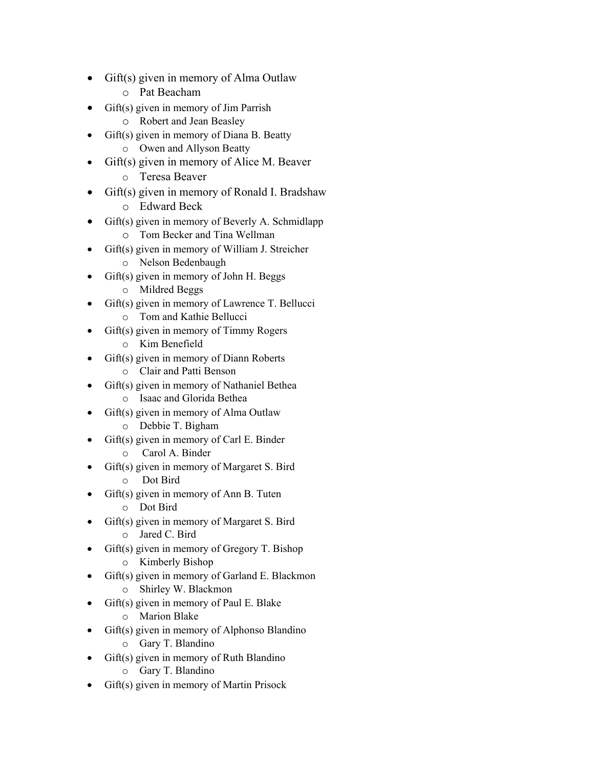- Gift(s) given in memory of Alma Outlaw
  - Pat Beacham
- Gift(s) given in memory of Jim Parrish
  - Robert and Jean Beasley
- Gift(s) given in memory of Diana B. Beatty
  - Owen and Allyson Beatty
- Gift(s) given in memory of Alice M. Beaver
  - Teresa Beaver
- Gift(s) given in memory of Ronald I. Bradshaw
  - Edward Beck
- Gift(s) given in memory of Beverly A. Schmidlapp
  - Tom Becker and Tina Wellman
- Gift(s) given in memory of William J. Streicher
  - Nelson Bedenbaugh
- Gift(s) given in memory of John H. Beggs
  - Mildred Beggs
- Gift(s) given in memory of Lawrence T. Bellucci
  - Tom and Kathie Bellucci
- Gift(s) given in memory of Timmy Rogers
  - Kim Benefield
- Gift(s) given in memory of Diann Roberts
  - Clair and Patti Benson
- Gift(s) given in memory of Nathaniel Bethea
  - Isaac and Glorida Bethea
- Gift(s) given in memory of Alma Outlaw
  - Debbie T. Bigham
- Gift(s) given in memory of Carl E. Binder
  - Carol A. Binder
- Gift(s) given in memory of Margaret S. Bird
  - Dot Bird
- Gift(s) given in memory of Ann B. Tuten
  - Dot Bird
- Gift(s) given in memory of Margaret S. Bird
  - Jared C. Bird
- Gift(s) given in memory of Gregory T. Bishop
  - Kimberly Bishop
- Gift(s) given in memory of Garland E. Blackmon
  - Shirley W. Blackmon
- Gift(s) given in memory of Paul E. Blake
  - Marion Blake
- Gift(s) given in memory of Alphonso Blandino
  - Gary T. Blandino
- Gift(s) given in memory of Ruth Blandino
  - Gary T. Blandino
- Gift(s) given in memory of Martin Prisock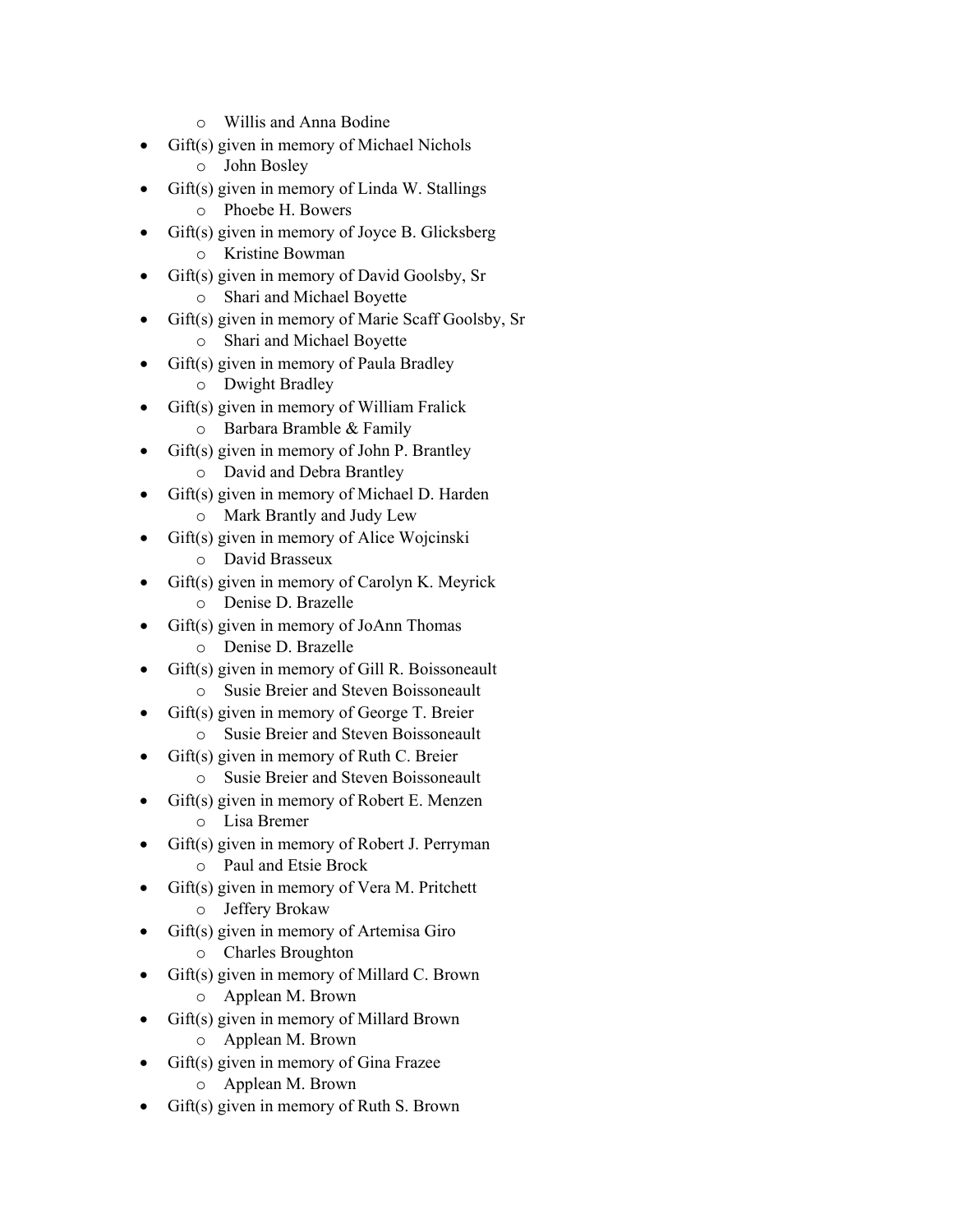- Willis and Anna Bodine
- Gift(s) given in memory of Michael Nichols
  - John Bosley
- Gift(s) given in memory of Linda W. Stallings
  - Phoebe H. Bowers
- Gift(s) given in memory of Joyce B. Glicksberg
  - Kristine Bowman
- Gift(s) given in memory of David Goolsby, Sr
  - Shari and Michael Boyette
- Gift(s) given in memory of Marie Scaff Goolsby, Sr
  - Shari and Michael Boyette
- Gift(s) given in memory of Paula Bradley
  - Dwight Bradley
- Gift(s) given in memory of William Fralick
  - Barbara Bramble & Family
- Gift(s) given in memory of John P. Brantley
  - David and Debra Brantley
- Gift(s) given in memory of Michael D. Harden
  - Mark Brantly and Judy Lew
- Gift(s) given in memory of Alice Wojcinski
  - David Brasseux
- Gift(s) given in memory of Carolyn K. Meyrick
  - Denise D. Brazelle
- Gift(s) given in memory of JoAnn Thomas
  - Denise D. Brazelle
- Gift(s) given in memory of Gill R. Boissoneault
  - Susie Breier and Steven Boissoneault
- Gift(s) given in memory of George T. Breier
  - Susie Breier and Steven Boissoneault
- Gift(s) given in memory of Ruth C. Breier
  - Susie Breier and Steven Boissoneault
- Gift(s) given in memory of Robert E. Menzen
  - Lisa Bremer
- Gift(s) given in memory of Robert J. Perryman
  - Paul and Etsie Brock
- Gift(s) given in memory of Vera M. Pritchett
  - Jeffery Brokaw
- Gift(s) given in memory of Artemisa Giro
  - Charles Broughton
- Gift(s) given in memory of Millard C. Brown
  - Applean M. Brown
- Gift(s) given in memory of Millard Brown
  - Applean M. Brown
- Gift(s) given in memory of Gina Frazee
  - Applean M. Brown
- Gift(s) given in memory of Ruth S. Brown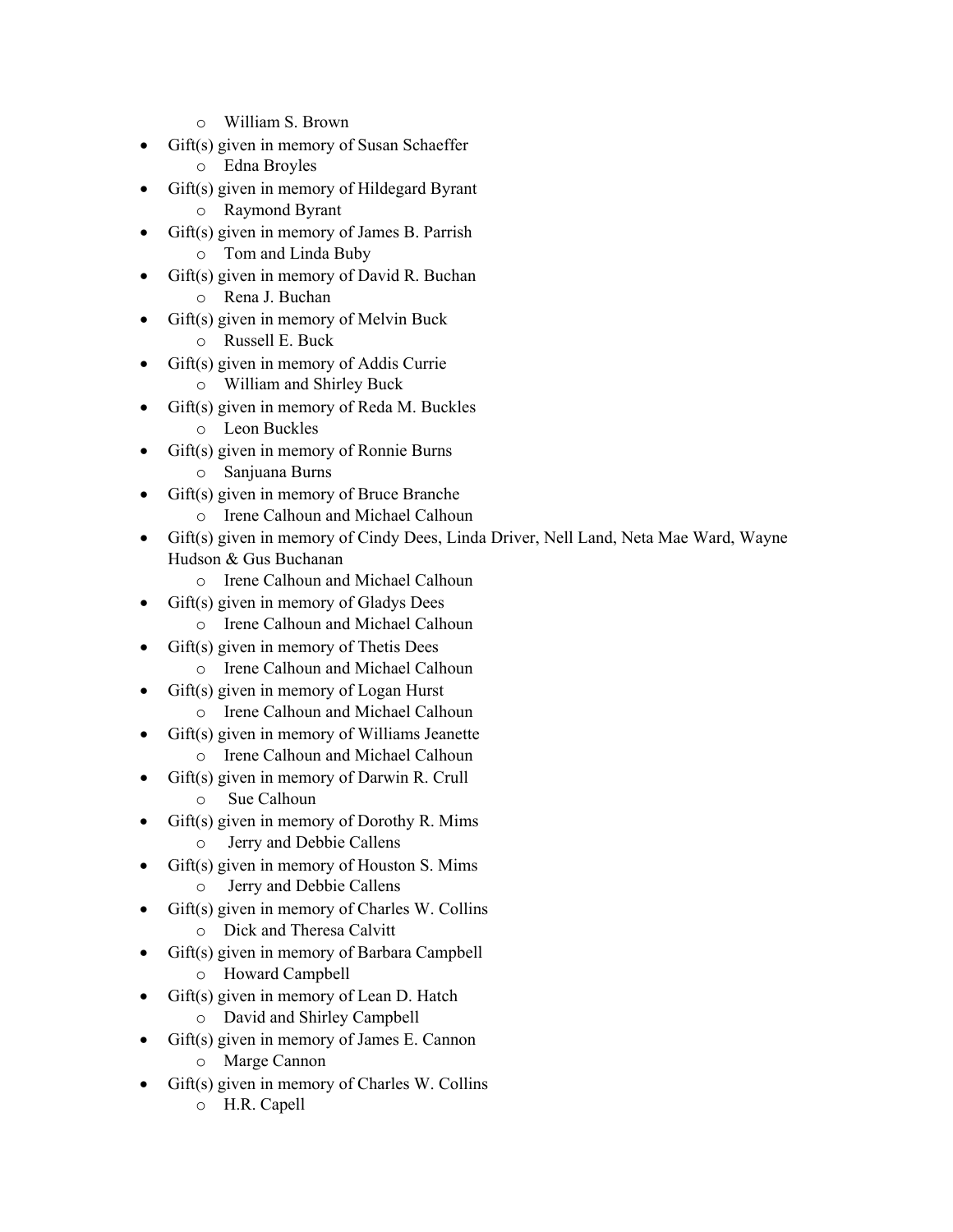- William S. Brown
- Gift(s) given in memory of Susan Schaeffer
  - Edna Broyles
- Gift(s) given in memory of Hildegard Byrant
  - Raymond Byrant
- Gift(s) given in memory of James B. Parrish
  - Tom and Linda Buby
- Gift(s) given in memory of David R. Buchan
  - Rena J. Buchan
- Gift(s) given in memory of Melvin Buck
  - Russell E. Buck
- Gift(s) given in memory of Addis Currie
  - William and Shirley Buck
- Gift(s) given in memory of Reda M. Buckles
  - Leon Buckles
- Gift(s) given in memory of Ronnie Burns
  - Sanjuana Burns
- Gift(s) given in memory of Bruce Branche
  - Irene Calhoun and Michael Calhoun
- Gift(s) given in memory of Cindy Dees, Linda Driver, Nell Land, Neta Mae Ward, Wayne Hudson & Gus Buchanan
  - Irene Calhoun and Michael Calhoun
- Gift(s) given in memory of Gladys Dees
  - Irene Calhoun and Michael Calhoun
- Gift(s) given in memory of Thetis Dees
  - Irene Calhoun and Michael Calhoun
- Gift(s) given in memory of Logan Hurst
  - Irene Calhoun and Michael Calhoun
- Gift(s) given in memory of Williams Jeanette
  - Irene Calhoun and Michael Calhoun
- Gift(s) given in memory of Darwin R. Crull
  - Sue Calhoun
- Gift(s) given in memory of Dorothy R. Mims
  - Jerry and Debbie Callens
- Gift(s) given in memory of Houston S. Mims
  - Jerry and Debbie Callens
- Gift(s) given in memory of Charles W. Collins
  - Dick and Theresa Calvitt
- Gift(s) given in memory of Barbara Campbell
  - Howard Campbell
- Gift(s) given in memory of Lean D. Hatch
  - David and Shirley Campbell
- Gift(s) given in memory of James E. Cannon
  - Marge Cannon
- Gift(s) given in memory of Charles W. Collins
  - H.R. Capell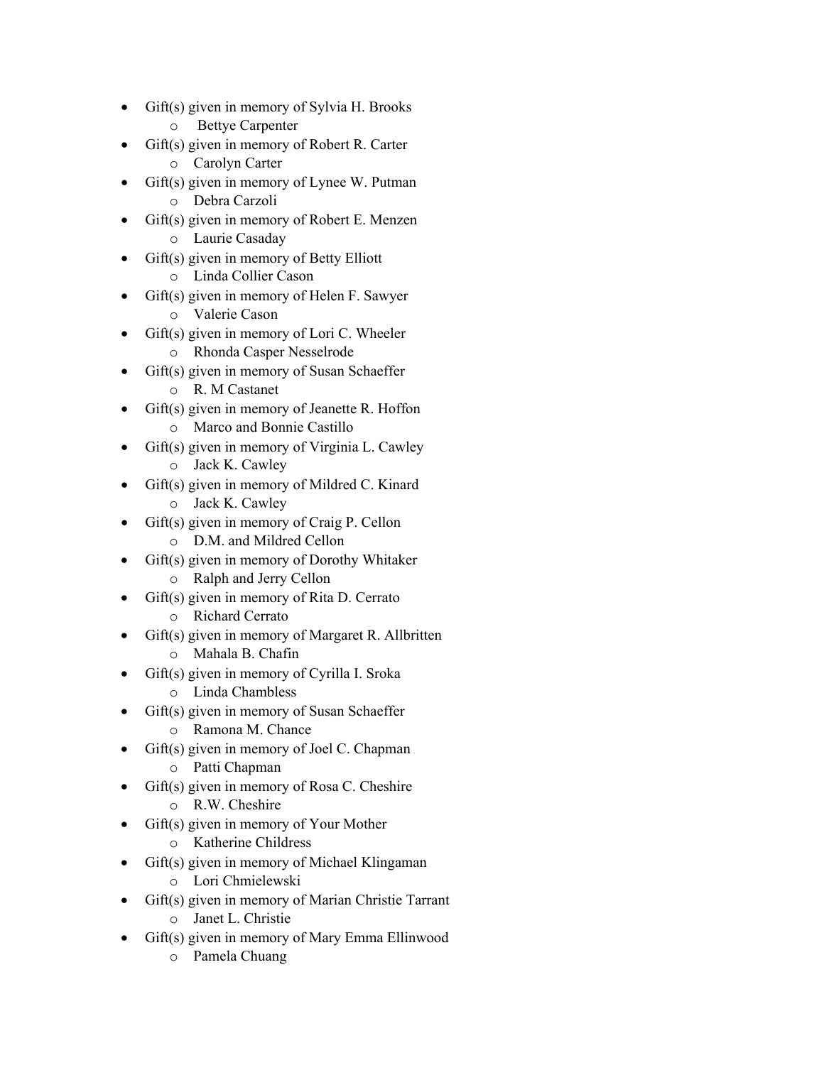- Gift(s) given in memory of Sylvia H. Brooks
    - Bettye Carpenter
- Gift(s) given in memory of Robert R. Carter
    - Carolyn Carter
- Gift(s) given in memory of Lynee W. Putman
    - Debra Carzoli
- Gift(s) given in memory of Robert E. Menzen
    - Laurie Casaday
- Gift(s) given in memory of Betty Elliott
    - Linda Collier Cason
- Gift(s) given in memory of Helen F. Sawyer
    - Valerie Cason
- Gift(s) given in memory of Lori C. Wheeler
    - Rhonda Casper Nesselrode
- Gift(s) given in memory of Susan Schaeffer
    - R. M Castanet
- Gift(s) given in memory of Jeanette R. Hoffon
    - Marco and Bonnie Castillo
- Gift(s) given in memory of Virginia L. Cawley
    - Jack K. Cawley
- Gift(s) given in memory of Mildred C. Kinard
    - Jack K. Cawley
- Gift(s) given in memory of Craig P. Cellon
    - D.M. and Mildred Cellon
- Gift(s) given in memory of Dorothy Whitaker
    - Ralph and Jerry Cellon
- Gift(s) given in memory of Rita D. Cerrato
    - Richard Cerrato
- Gift(s) given in memory of Margaret R. Allbritten
    - Mahala B. Chafin
- Gift(s) given in memory of Cyrilla I. Sroka
    - Linda Chambless
- Gift(s) given in memory of Susan Schaeffer
    - Ramona M. Chance
- Gift(s) given in memory of Joel C. Chapman
    - Patti Chapman
- Gift(s) given in memory of Rosa C. Cheshire
    - R.W. Cheshire
- Gift(s) given in memory of Your Mother
    - Katherine Childress
- Gift(s) given in memory of Michael Klingaman
    - Lori Chmielewski
- Gift(s) given in memory of Marian Christie Tarrant
    - Janet L. Christie
- Gift(s) given in memory of Mary Emma Ellinwood
    - Pamela Chuang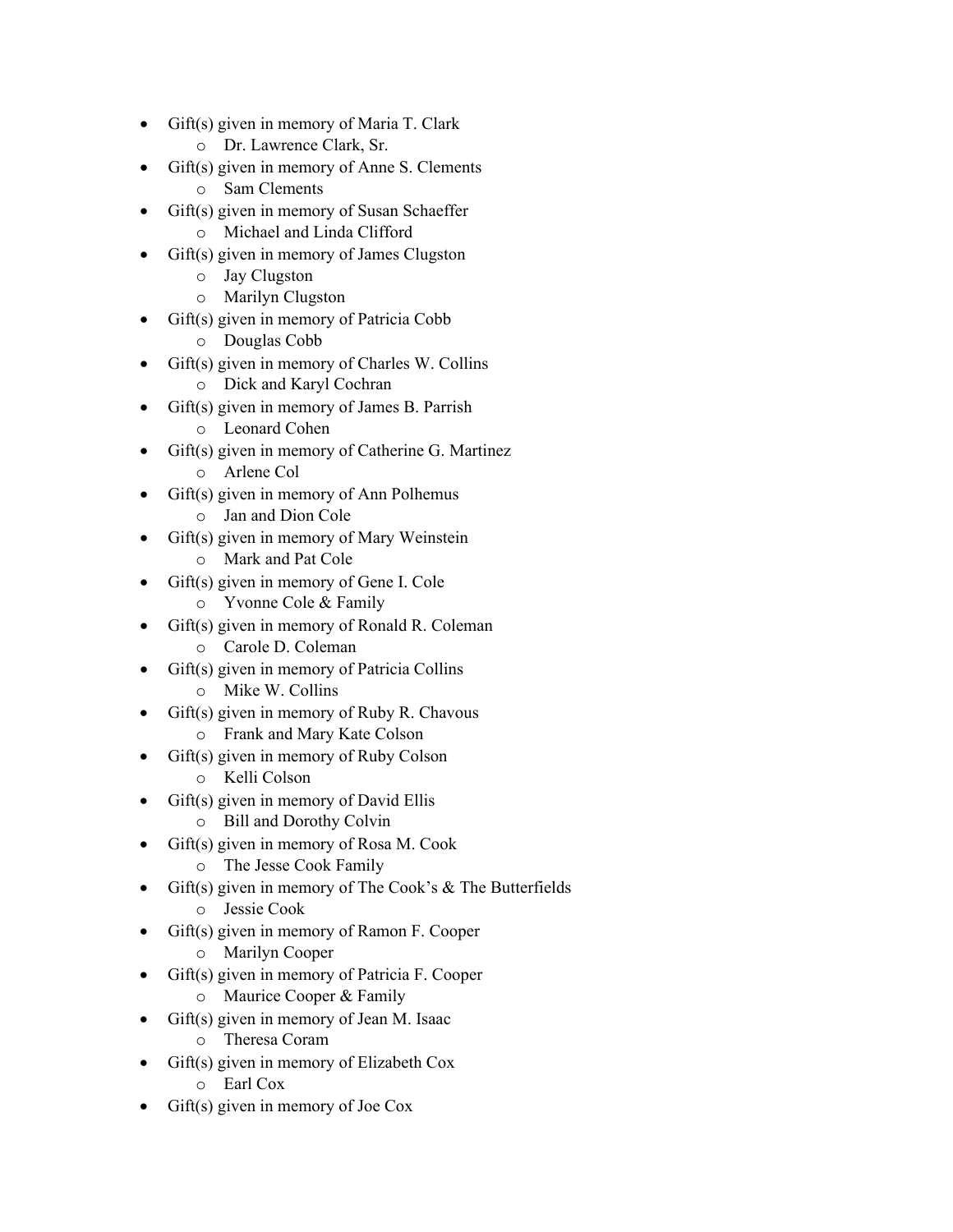- Gift(s) given in memory of Maria T. Clark
    - Dr. Lawrence Clark, Sr.
- Gift(s) given in memory of Anne S. Clements
    - Sam Clements
- Gift(s) given in memory of Susan Schaeffer
    - Michael and Linda Clifford
- Gift(s) given in memory of James Clugston
    - Jay Clugston
    - Marilyn Clugston
- Gift(s) given in memory of Patricia Cobb
    - Douglas Cobb
- Gift(s) given in memory of Charles W. Collins
    - Dick and Karyl Cochran
- Gift(s) given in memory of James B. Parrish
    - Leonard Cohen
- Gift(s) given in memory of Catherine G. Martinez
    - Arlene Col
- Gift(s) given in memory of Ann Polhemus
    - Jan and Dion Cole
- Gift(s) given in memory of Mary Weinstein
    - Mark and Pat Cole
- Gift(s) given in memory of Gene I. Cole
    - Yvonne Cole & Family
- Gift(s) given in memory of Ronald R. Coleman
    - Carole D. Coleman
- Gift(s) given in memory of Patricia Collins
    - Mike W. Collins
- Gift(s) given in memory of Ruby R. Chavous
    - Frank and Mary Kate Colson
- Gift(s) given in memory of Ruby Colson
    - Kelli Colson
- Gift(s) given in memory of David Ellis
    - Bill and Dorothy Colvin
- Gift(s) given in memory of Rosa M. Cook
    - The Jesse Cook Family
- Gift(s) given in memory of The Cook's & The Butterfields
    - Jessie Cook
- Gift(s) given in memory of Ramon F. Cooper
    - Marilyn Cooper
- Gift(s) given in memory of Patricia F. Cooper
    - Maurice Cooper & Family
- Gift(s) given in memory of Jean M. Isaac
    - Theresa Coram
- Gift(s) given in memory of Elizabeth Cox
    - Earl Cox
- Gift(s) given in memory of Joe Cox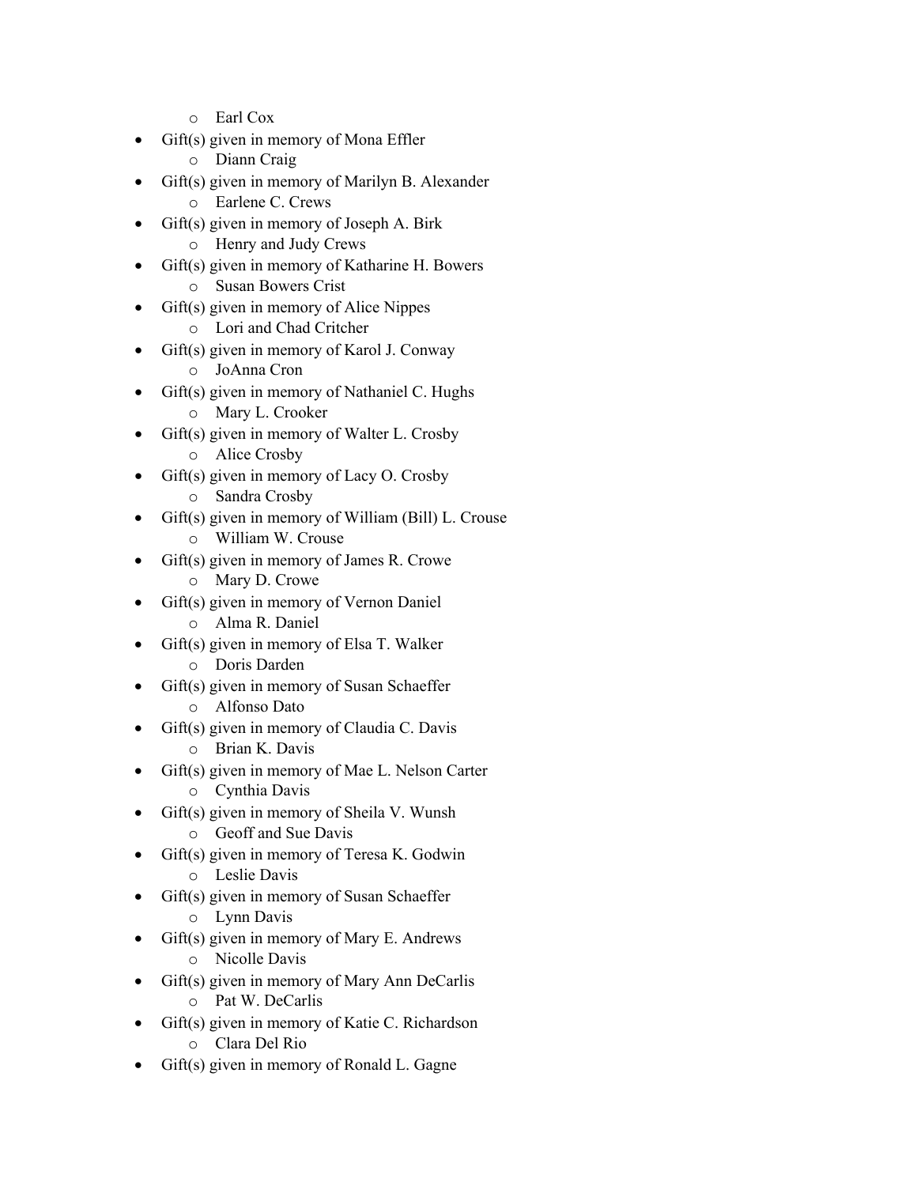- Earl Cox
- Gift(s) given in memory of Mona Effler
    - Diann Craig
- Gift(s) given in memory of Marilyn B. Alexander
    - Earlene C. Crews
- Gift(s) given in memory of Joseph A. Birk
    - Henry and Judy Crews
- Gift(s) given in memory of Katharine H. Bowers
    - Susan Bowers Crist
- Gift(s) given in memory of Alice Nippes
    - Lori and Chad Critcher
- Gift(s) given in memory of Karol J. Conway
    - JoAnna Cron
- Gift(s) given in memory of Nathaniel C. Hughs
    - Mary L. Crooker
- Gift(s) given in memory of Walter L. Crosby
    - Alice Crosby
- Gift(s) given in memory of Lacy O. Crosby
    - Sandra Crosby
- Gift(s) given in memory of William (Bill) L. Crouse
    - William W. Crouse
- Gift(s) given in memory of James R. Crowe
    - Mary D. Crowe
- Gift(s) given in memory of Vernon Daniel
    - Alma R. Daniel
- Gift(s) given in memory of Elsa T. Walker
    - Doris Darden
- Gift(s) given in memory of Susan Schaeffer
    - Alfonso Dato
- Gift(s) given in memory of Claudia C. Davis
    - Brian K. Davis
- Gift(s) given in memory of Mae L. Nelson Carter
    - Cynthia Davis
- Gift(s) given in memory of Sheila V. Wunsh
    - Geoff and Sue Davis
- Gift(s) given in memory of Teresa K. Godwin
    - Leslie Davis
- Gift(s) given in memory of Susan Schaeffer
    - Lynn Davis
- Gift(s) given in memory of Mary E. Andrews
    - Nicolle Davis
- Gift(s) given in memory of Mary Ann DeCarlis
    - Pat W. DeCarlis
- Gift(s) given in memory of Katie C. Richardson
    - Clara Del Rio
- Gift(s) given in memory of Ronald L. Gagne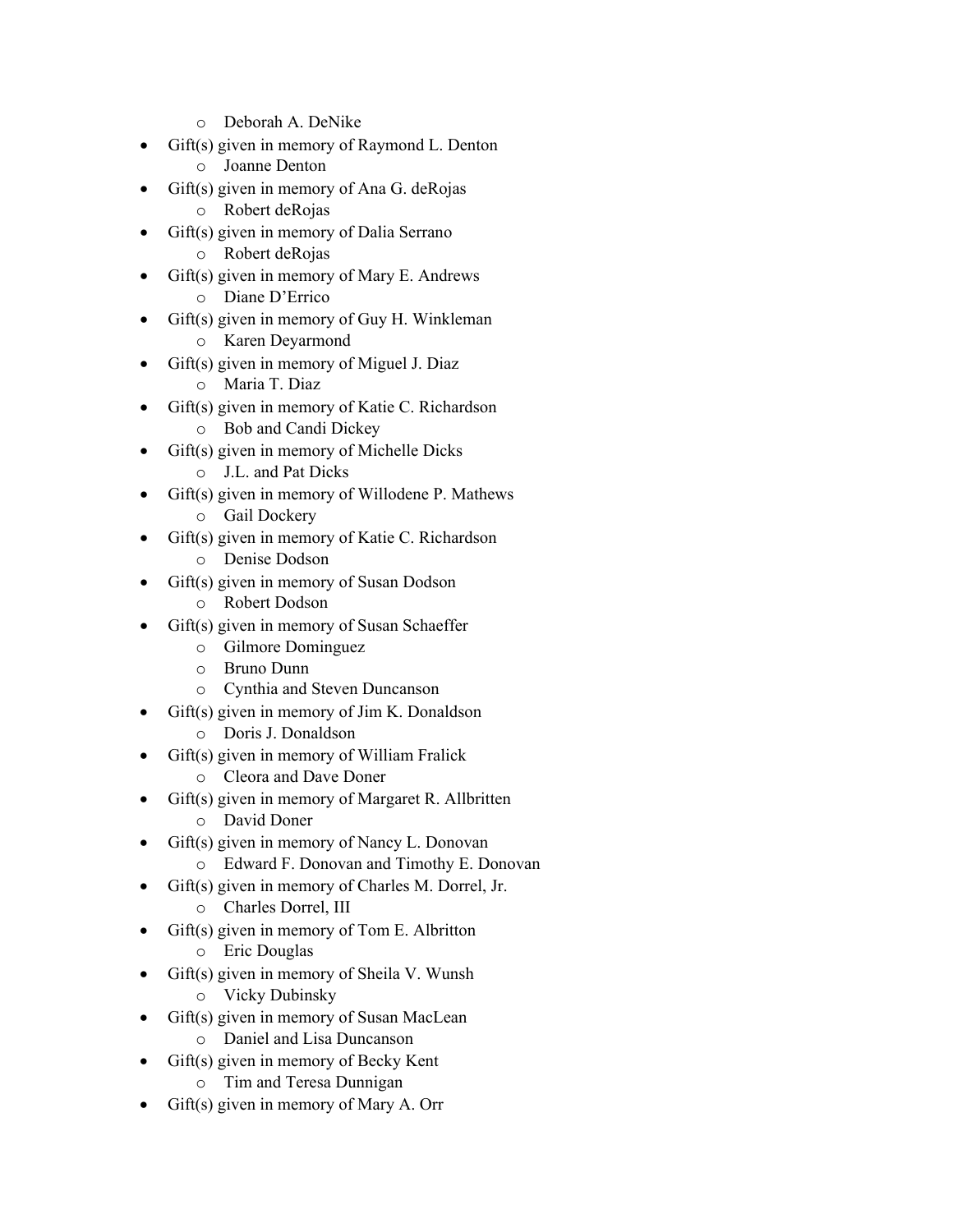- Deborah A. DeNike
- Gift(s) given in memory of Raymond L. Denton
  - Joanne Denton
- Gift(s) given in memory of Ana G. deRojas
  - Robert deRojas
- Gift(s) given in memory of Dalia Serrano
  - Robert deRojas
- Gift(s) given in memory of Mary E. Andrews
  - Diane D'Errico
- Gift(s) given in memory of Guy H. Winkleman
  - Karen Deyarmond
- Gift(s) given in memory of Miguel J. Diaz
  - Maria T. Diaz
- Gift(s) given in memory of Katie C. Richardson
  - Bob and Candi Dickey
- Gift(s) given in memory of Michelle Dicks
  - J.L. and Pat Dicks
- Gift(s) given in memory of Willodene P. Mathews
  - Gail Dockery
- Gift(s) given in memory of Katie C. Richardson
  - Denise Dodson
- Gift(s) given in memory of Susan Dodson
  - Robert Dodson
- Gift(s) given in memory of Susan Schaeffer
  - Gilmore Dominguez
  - Bruno Dunn
  - Cynthia and Steven Duncanson
- Gift(s) given in memory of Jim K. Donaldson
  - Doris J. Donaldson
- Gift(s) given in memory of William Fralick
  - Cleora and Dave Doner
- Gift(s) given in memory of Margaret R. Allbritten
  - David Doner
- Gift(s) given in memory of Nancy L. Donovan
  - Edward F. Donovan and Timothy E. Donovan
- Gift(s) given in memory of Charles M. Dorrel, Jr.
  - Charles Dorrel, III
- Gift(s) given in memory of Tom E. Albritton
  - Eric Douglas
- Gift(s) given in memory of Sheila V. Wunsh
  - Vicky Dubinsky
- Gift(s) given in memory of Susan MacLean
  - Daniel and Lisa Duncanson
- Gift(s) given in memory of Becky Kent
  - Tim and Teresa Dunnigan
- Gift(s) given in memory of Mary A. Orr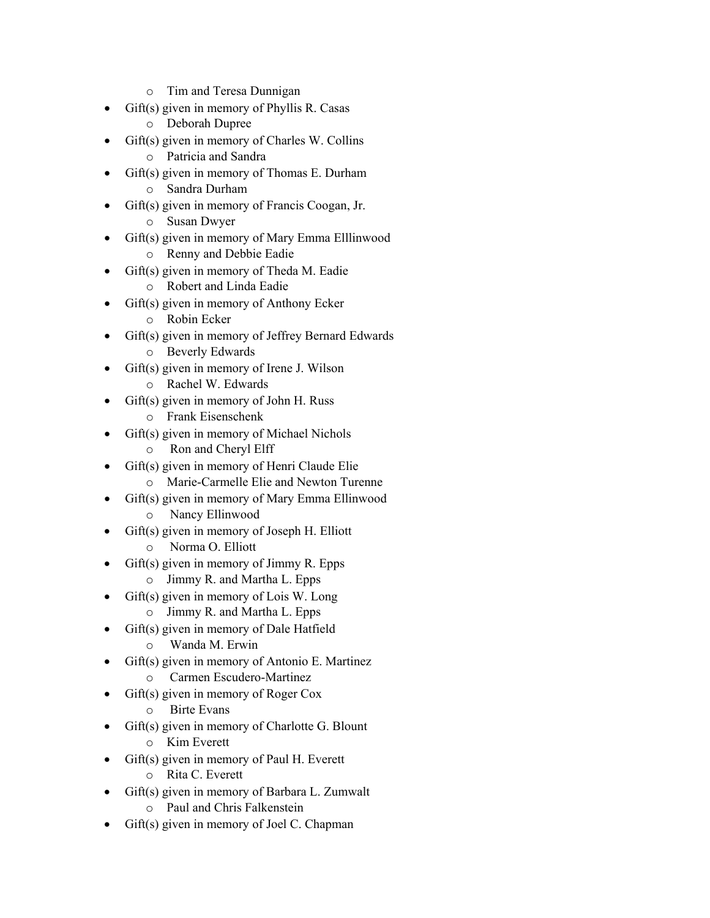- Tim and Teresa Dunnigan
- Gift(s) given in memory of Phyllis R. Casas
  - Deborah Dupree
- Gift(s) given in memory of Charles W. Collins
  - Patricia and Sandra
- Gift(s) given in memory of Thomas E. Durham
  - Sandra Durham
- Gift(s) given in memory of Francis Coogan, Jr.
  - Susan Dwyer
- Gift(s) given in memory of Mary Emma Elllinwood
  - Renny and Debbie Eadie
- Gift(s) given in memory of Theda M. Eadie
  - Robert and Linda Eadie
- Gift(s) given in memory of Anthony Ecker
  - Robin Ecker
- Gift(s) given in memory of Jeffrey Bernard Edwards
  - Beverly Edwards
- Gift(s) given in memory of Irene J. Wilson
  - Rachel W. Edwards
- Gift(s) given in memory of John H. Russ
  - Frank Eisenschenk
- Gift(s) given in memory of Michael Nichols
  - Ron and Cheryl Elff
- Gift(s) given in memory of Henri Claude Elie
  - Marie-Carmelle Elie and Newton Turenne
- Gift(s) given in memory of Mary Emma Elllinwood
  - Nancy Ellinwood
- Gift(s) given in memory of Joseph H. Elliott
  - Norma O. Elliott
- Gift(s) given in memory of Jimmy R. Epps
  - Jimmy R. and Martha L. Epps
- Gift(s) given in memory of Lois W. Long
  - Jimmy R. and Martha L. Epps
- Gift(s) given in memory of Dale Hatfield
  - Wanda M. Erwin
- Gift(s) given in memory of Antonio E. Martinez
  - Carmen Escudero-Martinez
- Gift(s) given in memory of Roger Cox
  - Birte Evans
- Gift(s) given in memory of Charlotte G. Blount
  - Kim Everett
- Gift(s) given in memory of Paul H. Everett
  - Rita C. Everett
- Gift(s) given in memory of Barbara L. Zumwalt
  - Paul and Chris Falkenstein
- Gift(s) given in memory of Joel C. Chapman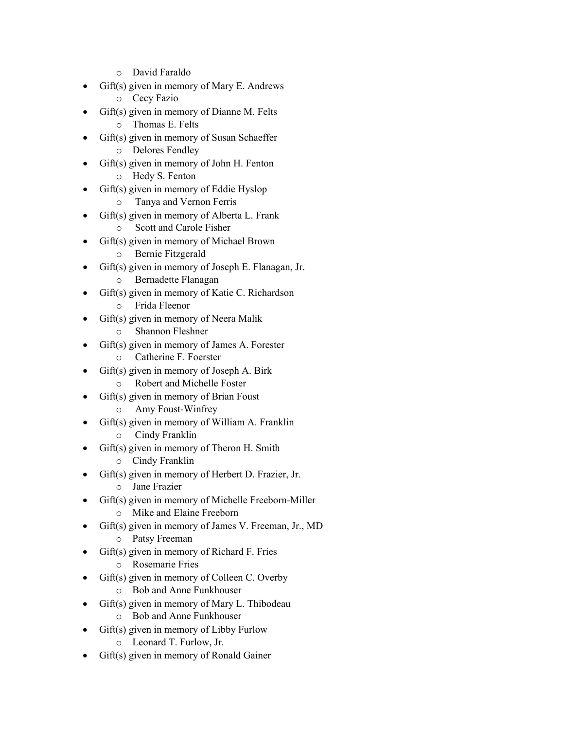- David Faraldo
- Gift(s) given in memory of Mary E. Andrews
    - Cecy Fazio
- Gift(s) given in memory of Dianne M. Felts
    - Thomas E. Felts
- Gift(s) given in memory of Susan Schaeffer
    - Delores Fendley
- Gift(s) given in memory of John H. Fenton
    - Hedy S. Fenton
- Gift(s) given in memory of Eddie Hyslop
    - Tanya and Vernon Ferris
- Gift(s) given in memory of Alberta L. Frank
    - Scott and Carole Fisher
- Gift(s) given in memory of Michael Brown
    - Bernie Fitzgerald
- Gift(s) given in memory of Joseph E. Flanagan, Jr.
    - Bernadette Flanagan
- Gift(s) given in memory of Katie C. Richardson
    - Frida Fleenor
- Gift(s) given in memory of Neera Malik
    - Shannon Fleshner
- Gift(s) given in memory of James A. Forester
    - Catherine F. Foerster
- Gift(s) given in memory of Joseph A. Birk
    - Robert and Michelle Foster
- Gift(s) given in memory of Brian Foust
    - Amy Foust-Winfrey
- Gift(s) given in memory of William A. Franklin
    - Cindy Franklin
- Gift(s) given in memory of Theron H. Smith
    - Cindy Franklin
- Gift(s) given in memory of Herbert D. Frazier, Jr.
    - Jane Frazier
- Gift(s) given in memory of Michelle Freeborn-Miller
    - Mike and Elaine Freeborn
- Gift(s) given in memory of James V. Freeman, Jr., MD
    - Patsy Freeman
- Gift(s) given in memory of Richard F. Fries
    - Rosemarie Fries
- Gift(s) given in memory of Colleen C. Overby
    - Bob and Anne Funkhouser
- Gift(s) given in memory of Mary L. Thibodeau
    - Bob and Anne Funkhouser
- Gift(s) given in memory of Libby Furlow
    - Leonard T. Furlow, Jr.
- Gift(s) given in memory of Ronald Gainer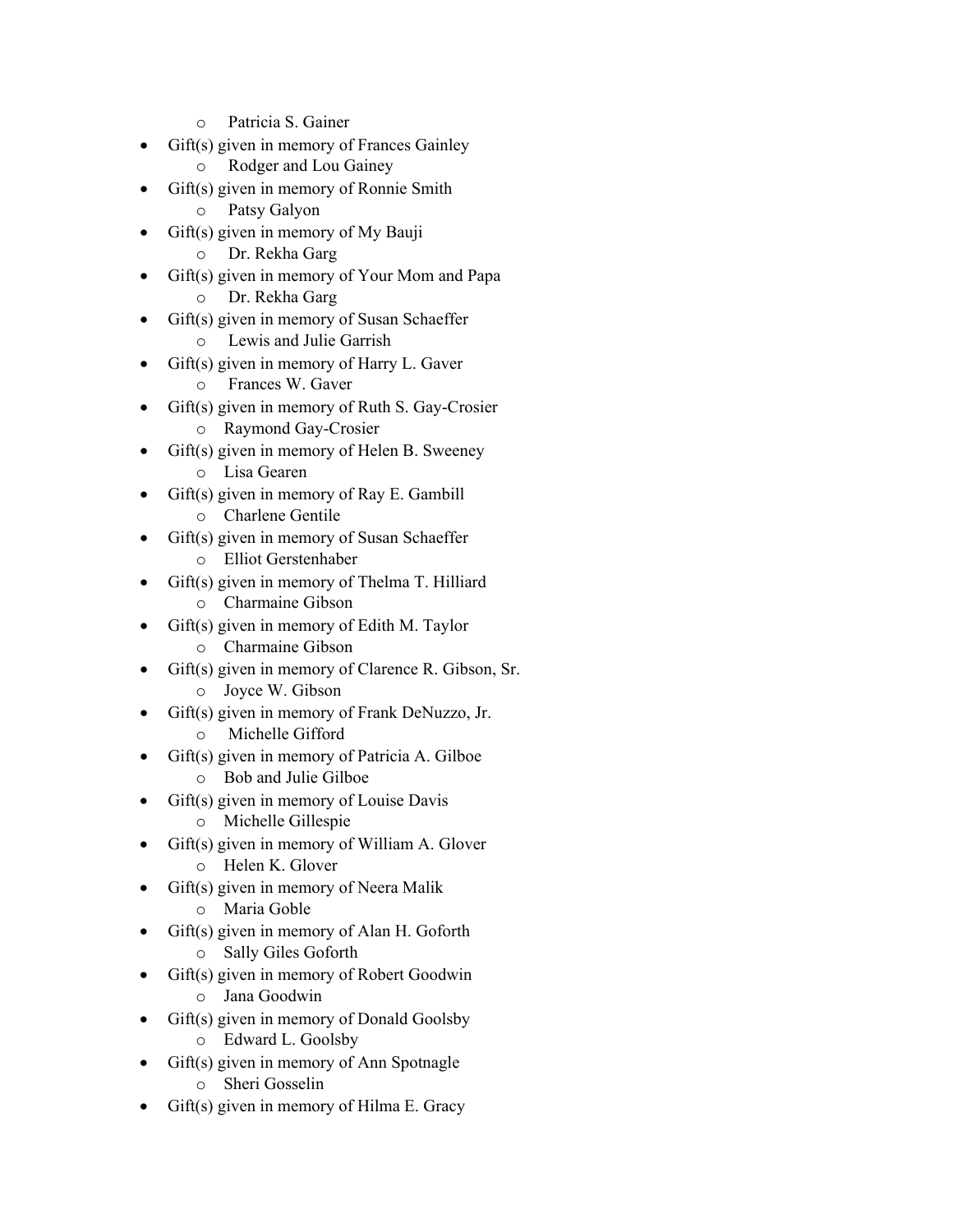- Patricia S. Gainer
- Gift(s) given in memory of Frances Gainley
  - Rodger and Lou Gainey
- Gift(s) given in memory of Ronnie Smith
  - Patsy Galyon
- Gift(s) given in memory of My Bauji
  - Dr. Rekha Garg
- Gift(s) given in memory of Your Mom and Papa
  - Dr. Rekha Garg
- Gift(s) given in memory of Susan Schaeffer
  - Lewis and Julie Garrish
- Gift(s) given in memory of Harry L. Gaver
  - Frances W. Gaver
- Gift(s) given in memory of Ruth S. Gay-Crosier
  - Raymond Gay-Crosier
- Gift(s) given in memory of Helen B. Sweeney
  - Lisa Gearen
- Gift(s) given in memory of Ray E. Gambill
  - Charlene Gentile
- Gift(s) given in memory of Susan Schaeffer
  - Elliot Gerstenhaber
- Gift(s) given in memory of Thelma T. Hilliard
  - Charmaine Gibson
- Gift(s) given in memory of Edith M. Taylor
  - Charmaine Gibson
- Gift(s) given in memory of Clarence R. Gibson, Sr.
  - Joyce W. Gibson
- Gift(s) given in memory of Frank DeNuzzo, Jr.
  - Michelle Gifford
- Gift(s) given in memory of Patricia A. Gilboe
  - Bob and Julie Gilboe
- Gift(s) given in memory of Louise Davis
  - Michelle Gillespie
- Gift(s) given in memory of William A. Glover
  - Helen K. Glover
- Gift(s) given in memory of Neera Malik
  - Maria Goble
- Gift(s) given in memory of Alan H. Goforth
  - Sally Giles Goforth
- Gift(s) given in memory of Robert Goodwin
  - Jana Goodwin
- Gift(s) given in memory of Donald Goolsby
  - Edward L. Goolsby
- Gift(s) given in memory of Ann Spotnagle
  - Sheri Gosselin
- Gift(s) given in memory of Hilma E. Gracy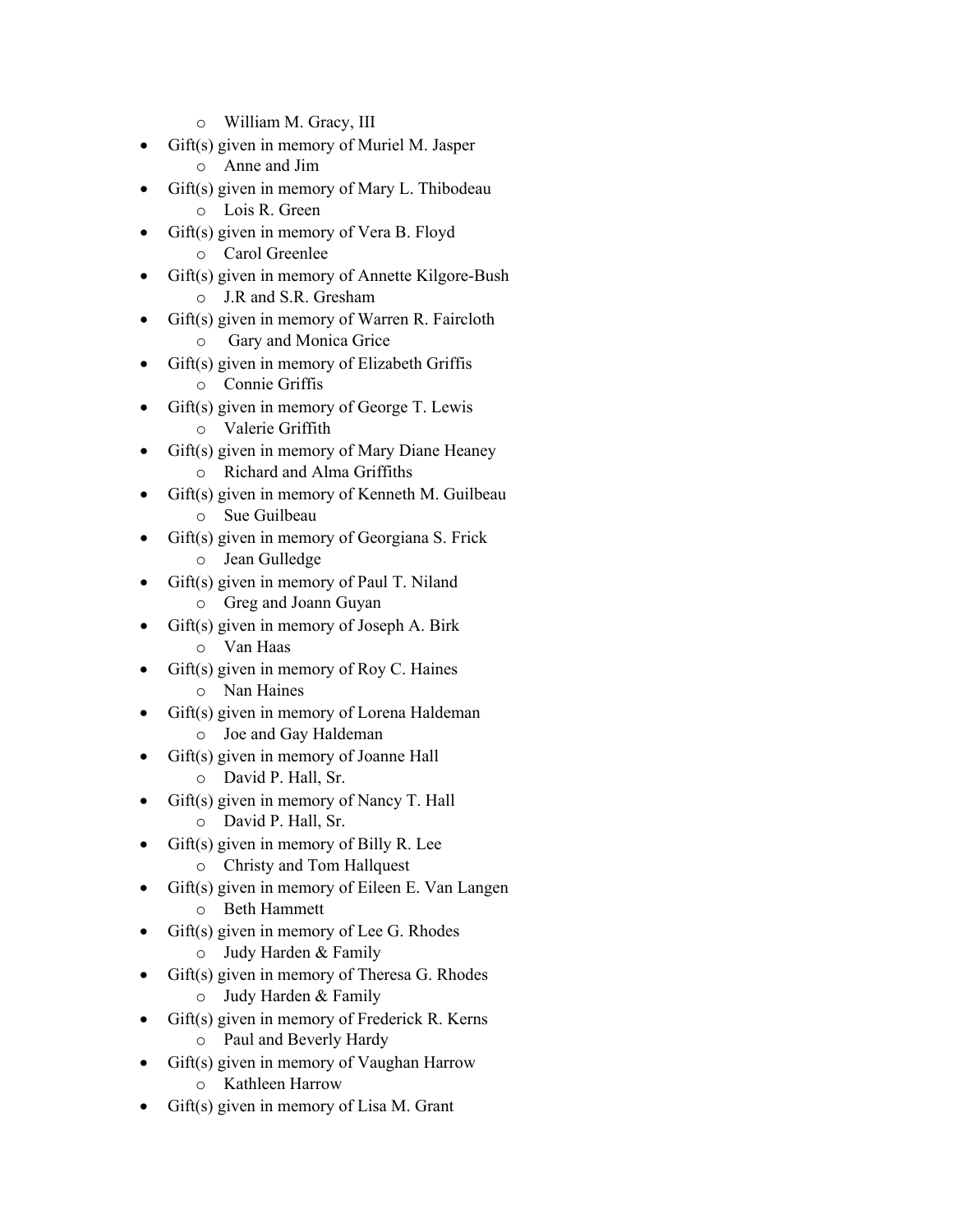- William M. Gracy, III
- Gift(s) given in memory of Muriel M. Jasper
  - Anne and Jim
- Gift(s) given in memory of Mary L. Thibodeau
  - Lois R. Green
- Gift(s) given in memory of Vera B. Floyd
  - Carol Greenlee
- Gift(s) given in memory of Annette Kilgore-Bush
  - J.R and S.R. Gresham
- Gift(s) given in memory of Warren R. Faircloth
  - Gary and Monica Grice
- Gift(s) given in memory of Elizabeth Griffis
  - Connie Griffis
- Gift(s) given in memory of George T. Lewis
  - Valerie Griffith
- Gift(s) given in memory of Mary Diane Heaney
  - Richard and Alma Griffiths
- Gift(s) given in memory of Kenneth M. Guilbeau
  - Sue Guilbeau
- Gift(s) given in memory of Georgiana S. Frick
  - Jean Gulledge
- Gift(s) given in memory of Paul T. Niland
  - Greg and Joann Guyan
- Gift(s) given in memory of Joseph A. Birk
  - Van Haas
- Gift(s) given in memory of Roy C. Haines
  - Nan Haines
- Gift(s) given in memory of Lorena Haldeman
  - Joe and Gay Haldeman
- Gift(s) given in memory of Joanne Hall
  - David P. Hall, Sr.
- Gift(s) given in memory of Nancy T. Hall
  - David P. Hall, Sr.
- Gift(s) given in memory of Billy R. Lee
  - Christy and Tom Hallquest
- Gift(s) given in memory of Eileen E. Van Langen
  - Beth Hammett
- Gift(s) given in memory of Lee G. Rhodes
  - Judy Harden & Family
- Gift(s) given in memory of Theresa G. Rhodes
  - Judy Harden & Family
- Gift(s) given in memory of Frederick R. Kerns
  - Paul and Beverly Hardy
- Gift(s) given in memory of Vaughan Harrow
  - Kathleen Harrow
- Gift(s) given in memory of Lisa M. Grant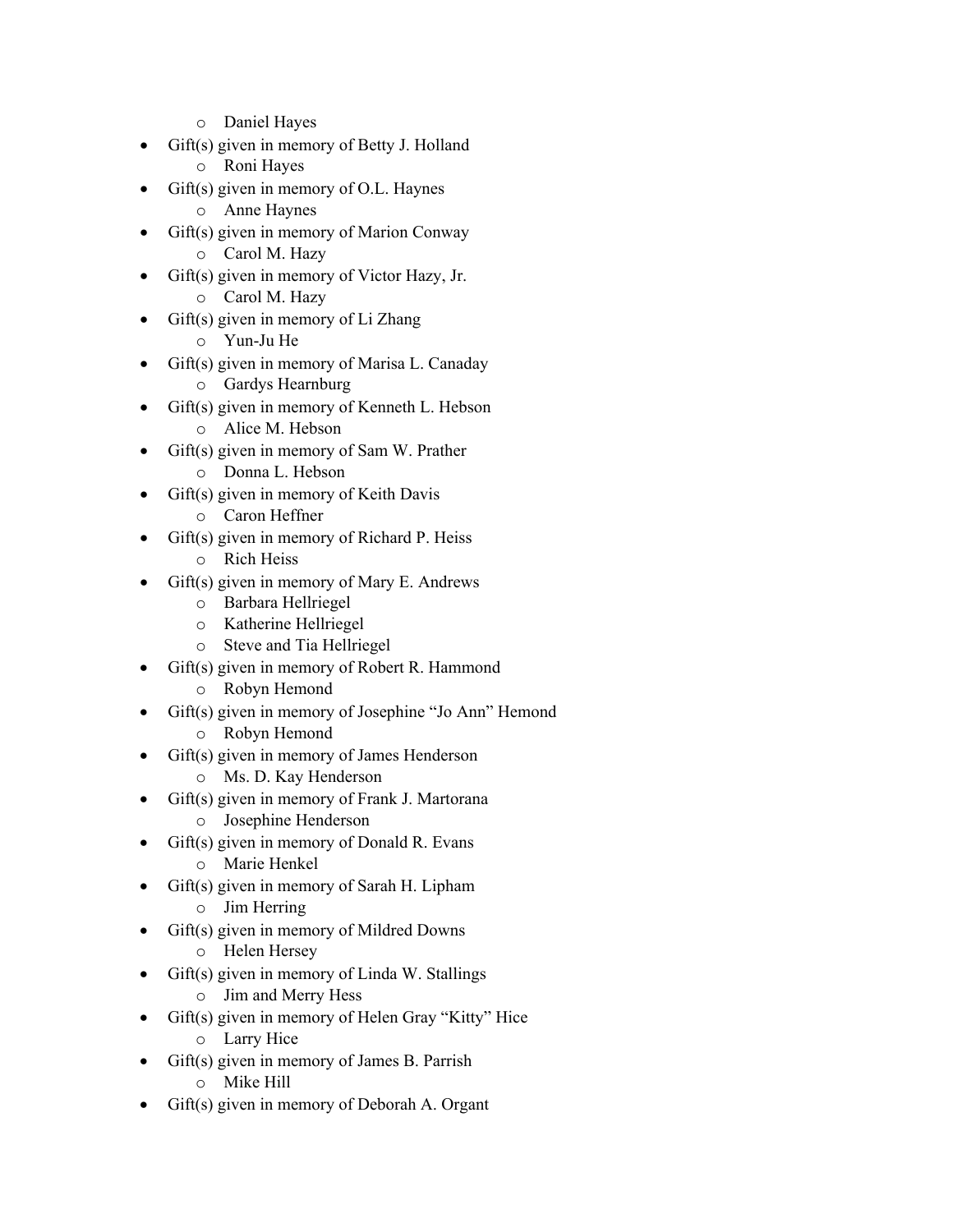- Daniel Hayes
- Gift(s) given in memory of Betty J. Holland
  - Roni Hayes
- Gift(s) given in memory of O.L. Haynes
  - Anne Haynes
- Gift(s) given in memory of Marion Conway
  - Carol M. Hazy
- Gift(s) given in memory of Victor Hazy, Jr.
  - Carol M. Hazy
- Gift(s) given in memory of Li Zhang
  - Yun-Ju He
- Gift(s) given in memory of Marisa L. Canaday
  - Gardys Hearnburg
- Gift(s) given in memory of Kenneth L. Hebson
  - Alice M. Hebson
- Gift(s) given in memory of Sam W. Prather
  - Donna L. Hebson
- Gift(s) given in memory of Keith Davis
  - Caron Heffner
- Gift(s) given in memory of Richard P. Heiss
  - Rich Heiss
- Gift(s) given in memory of Mary E. Andrews
  - Barbara Hellriegel
  - Katherine Hellriegel
  - Steve and Tia Hellriegel
- Gift(s) given in memory of Robert R. Hammond
  - Robyn Hemond
- Gift(s) given in memory of Josephine "Jo Ann" Hemond
  - Robyn Hemond
- Gift(s) given in memory of James Henderson
  - Ms. D. Kay Henderson
- Gift(s) given in memory of Frank J. Martorana
  - Josephine Henderson
- Gift(s) given in memory of Donald R. Evans
  - Marie Henkel
- Gift(s) given in memory of Sarah H. Lipham
  - Jim Herring
- Gift(s) given in memory of Mildred Downs
  - Helen Hersey
- Gift(s) given in memory of Linda W. Stallings
  - Jim and Merry Hess
- Gift(s) given in memory of Helen Gray "Kitty" Hice
  - Larry Hice
- Gift(s) given in memory of James B. Parrish
  - Mike Hill
- Gift(s) given in memory of Deborah A. Organt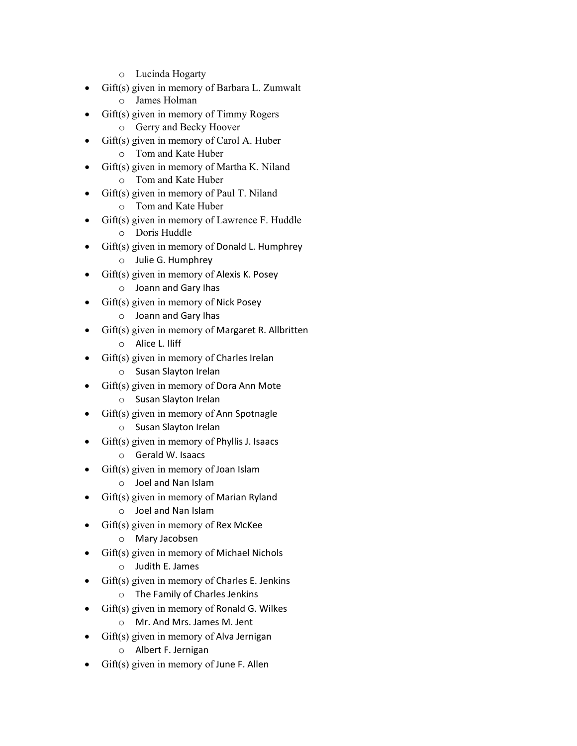- Lucinda Hogarty
- Gift(s) given in memory of Barbara L. Zumwalt
  - James Holman
- Gift(s) given in memory of Timmy Rogers
  - Gerry and Becky Hoover
- Gift(s) given in memory of Carol A. Huber
  - Tom and Kate Huber
- Gift(s) given in memory of Martha K. Niland
  - Tom and Kate Huber
- Gift(s) given in memory of Paul T. Niland
  - Tom and Kate Huber
- Gift(s) given in memory of Lawrence F. Huddle
  - Doris Huddle
- Gift(s) given in memory of Donald L. Humphrey
  - Julie G. Humphrey
- Gift(s) given in memory of Alexis K. Posey
  - Joann and Gary Ihas
- Gift(s) given in memory of Nick Posey
  - Joann and Gary Ihas
- Gift(s) given in memory of Margaret R. Allbritten
  - Alice L. Iliff
- Gift(s) given in memory of Charles Irelan
  - Susan Slayton Irelan
- Gift(s) given in memory of Dora Ann Mote
  - Susan Slayton Irelan
- Gift(s) given in memory of Ann Spotnagle
  - Susan Slayton Irelan
- Gift(s) given in memory of Phyllis J. Isaacs
  - Gerald W. Isaacs
- Gift(s) given in memory of Joan Islam
  - Joel and Nan Islam
- Gift(s) given in memory of Marian Ryland
  - Joel and Nan Islam
- Gift(s) given in memory of Rex McKee
  - Mary Jacobsen
- Gift(s) given in memory of Michael Nichols
  - Judith E. James
- Gift(s) given in memory of Charles E. Jenkins
  - The Family of Charles Jenkins
- Gift(s) given in memory of Ronald G. Wilkes
  - Mr. And Mrs. James M. Jent
- Gift(s) given in memory of Alva Jernigan
  - Albert F. Jernigan
- Gift(s) given in memory of June F. Allen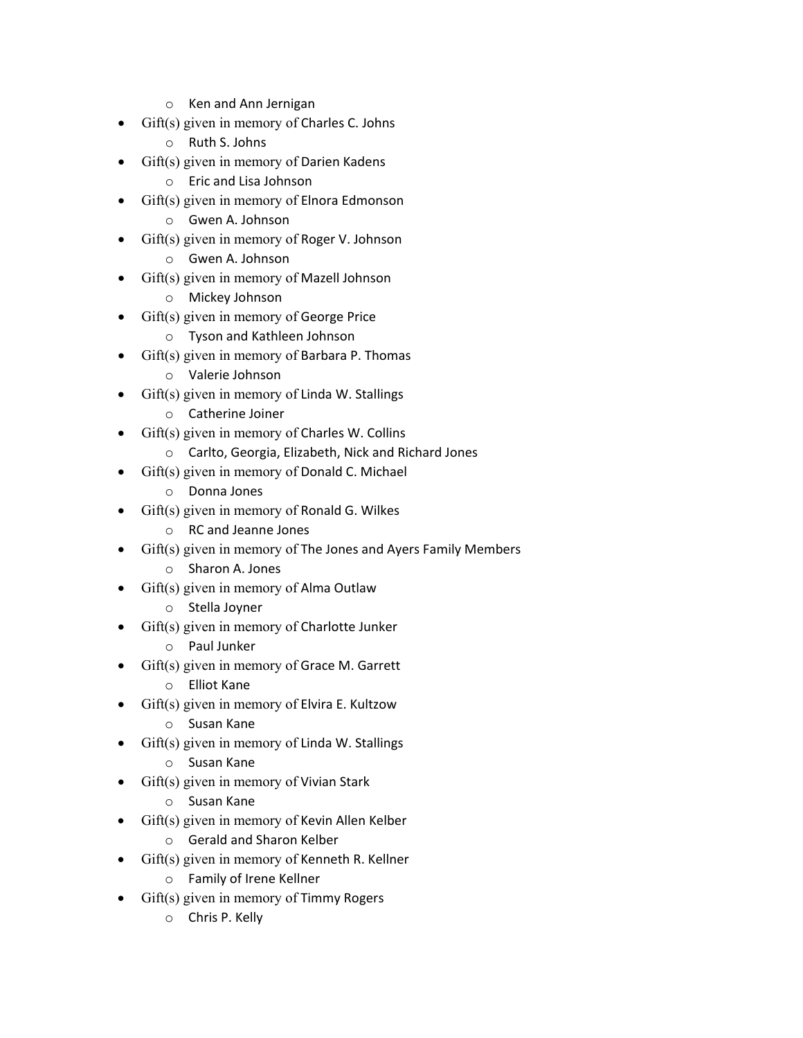- Ken and Ann Jernigan
- Gift(s) given in memory of Charles C. Johns
  - Ruth S. Johns
- Gift(s) given in memory of Darien Kadens
  - Eric and Lisa Johnson
- Gift(s) given in memory of Elnora Edmonson
  - Gwen A. Johnson
- Gift(s) given in memory of Roger V. Johnson
  - Gwen A. Johnson
- Gift(s) given in memory of Mazell Johnson
  - Mickey Johnson
- Gift(s) given in memory of George Price
  - Tyson and Kathleen Johnson
- Gift(s) given in memory of Barbara P. Thomas
  - Valerie Johnson
- Gift(s) given in memory of Linda W. Stallings
  - Catherine Joiner
- Gift(s) given in memory of Charles W. Collins
  - Carlto, Georgia, Elizabeth, Nick and Richard Jones
- Gift(s) given in memory of Donald C. Michael
  - Donna Jones
- Gift(s) given in memory of Ronald G. Wilkes
  - RC and Jeanne Jones
- Gift(s) given in memory of The Jones and Ayers Family Members
  - Sharon A. Jones
- Gift(s) given in memory of Alma Outlaw
  - Stella Joyner
- Gift(s) given in memory of Charlotte Junker
  - Paul Junker
- Gift(s) given in memory of Grace M. Garrett
  - Elliot Kane
- Gift(s) given in memory of Elvira E. Kultzow
  - Susan Kane
- Gift(s) given in memory of Linda W. Stallings
  - Susan Kane
- Gift(s) given in memory of Vivian Stark
  - Susan Kane
- Gift(s) given in memory of Kevin Allen Kelber
  - Gerald and Sharon Kelber
- Gift(s) given in memory of Kenneth R. Kellner
  - Family of Irene Kellner
- Gift(s) given in memory of Timmy Rogers
  - Chris P. Kelly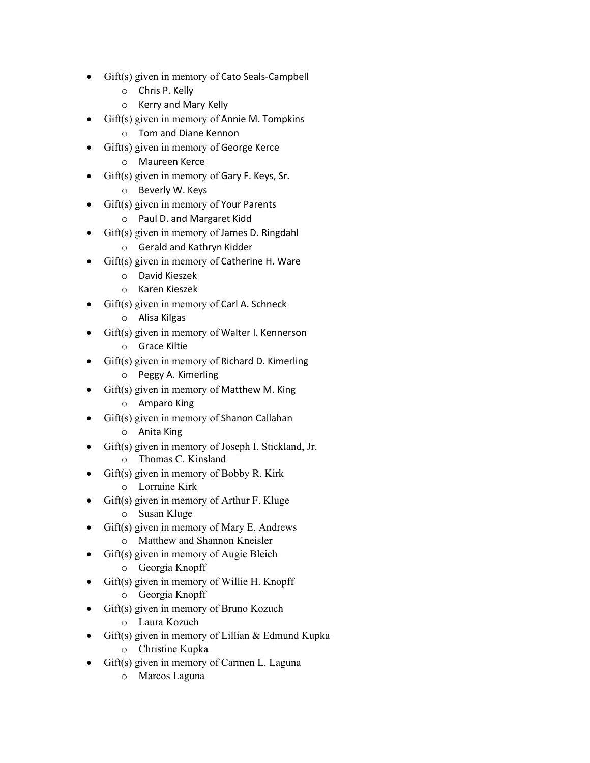- Gift(s) given in memory of Cato Seals-Campbell
    - Chris P. Kelly
    - Kerry and Mary Kelly
- Gift(s) given in memory of Annie M. Tompkins
    - Tom and Diane Kennon
- Gift(s) given in memory of George Kerce
    - Maureen Kerce
- Gift(s) given in memory of Gary F. Keys, Sr.
    - Beverly W. Keys
- Gift(s) given in memory of Your Parents
    - Paul D. and Margaret Kidd
- Gift(s) given in memory of James D. Ringdahl
    - Gerald and Kathryn Kidder
- Gift(s) given in memory of Catherine H. Ware
    - David Kieszek
    - Karen Kieszek
- Gift(s) given in memory of Carl A. Schneck
    - Alisa Kilgas
- Gift(s) given in memory of Walter I. Kennerson
    - Grace Kiltie
- Gift(s) given in memory of Richard D. Kimerling
    - Peggy A. Kimerling
- Gift(s) given in memory of Matthew M. King
    - Amparo King
- Gift(s) given in memory of Shanon Callahan
    - Anita King
- Gift(s) given in memory of Joseph I. Stickland, Jr.
    - Thomas C. Kinsland
- Gift(s) given in memory of Bobby R. Kirk
    - Lorraine Kirk
- Gift(s) given in memory of Arthur F. Kluge
    - Susan Kluge
- Gift(s) given in memory of Mary E. Andrews
    - Matthew and Shannon Kneisler
- Gift(s) given in memory of Augie Bleich
    - Georgia Knopff
- Gift(s) given in memory of Willie H. Knopff
    - Georgia Knopff
- Gift(s) given in memory of Bruno Kozuch
    - Laura Kozuch
- Gift(s) given in memory of Lillian & Edmund Kupka
    - Christine Kupka
- Gift(s) given in memory of Carmen L. Laguna
    - Marcos Laguna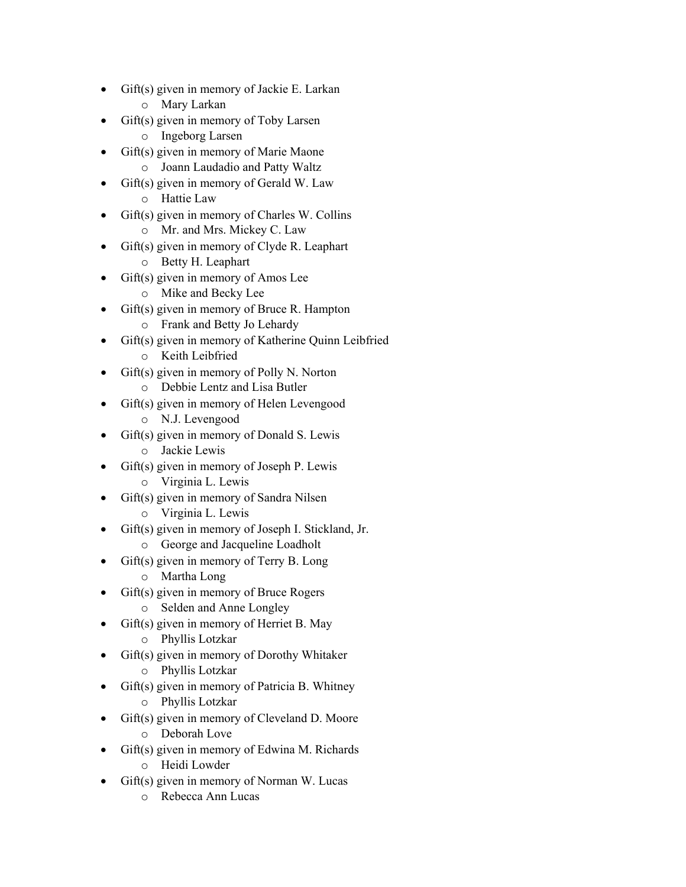- Gift(s) given in memory of Jackie E. Larkan
    - Mary Larkan
- Gift(s) given in memory of Toby Larsen
    - Ingeborg Larsen
- Gift(s) given in memory of Marie Maone
    - Joann Laudadio and Patty Waltz
- Gift(s) given in memory of Gerald W. Law
    - Hattie Law
- Gift(s) given in memory of Charles W. Collins
    - Mr. and Mrs. Mickey C. Law
- Gift(s) given in memory of Clyde R. Leaphart
    - Betty H. Leaphart
- Gift(s) given in memory of Amos Lee
    - Mike and Becky Lee
- Gift(s) given in memory of Bruce R. Hampton
    - Frank and Betty Jo Lehardy
- Gift(s) given in memory of Katherine Quinn Leibfried
    - Keith Leibfried
- Gift(s) given in memory of Polly N. Norton
    - Debbie Lentz and Lisa Butler
- Gift(s) given in memory of Helen Levengood
    - N.J. Levengood
- Gift(s) given in memory of Donald S. Lewis
    - Jackie Lewis
- Gift(s) given in memory of Joseph P. Lewis
    - Virginia L. Lewis
- Gift(s) given in memory of Sandra Nilsen
    - Virginia L. Lewis
- Gift(s) given in memory of Joseph I. Stickland, Jr.
    - George and Jacqueline Loadholt
- Gift(s) given in memory of Terry B. Long
    - Martha Long
- Gift(s) given in memory of Bruce Rogers
    - Selden and Anne Longley
- Gift(s) given in memory of Herriet B. May
    - Phyllis Lotzkar
- Gift(s) given in memory of Dorothy Whitaker
    - Phyllis Lotzkar
- Gift(s) given in memory of Patricia B. Whitney
    - Phyllis Lotzkar
- Gift(s) given in memory of Cleveland D. Moore
    - Deborah Love
- Gift(s) given in memory of Edwina M. Richards
    - Heidi Lowder
- Gift(s) given in memory of Norman W. Lucas
    - Rebecca Ann Lucas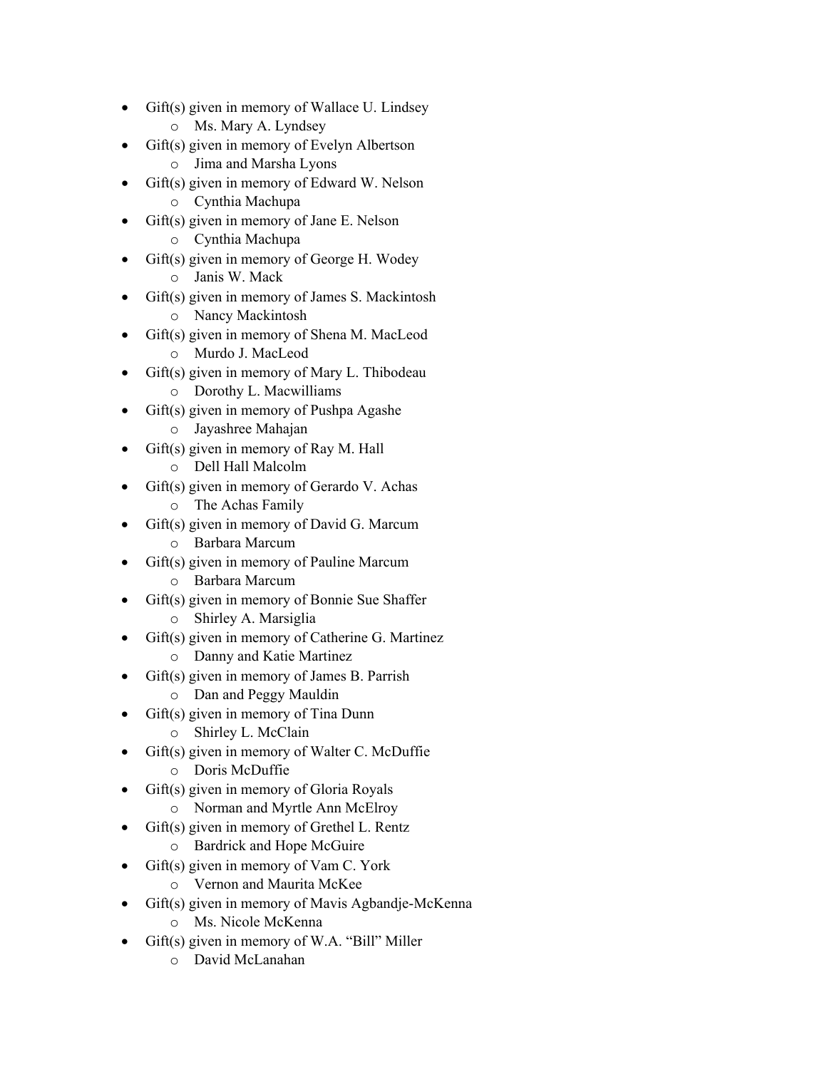- Gift(s) given in memory of Wallace U. Lindsey
  - Ms. Mary A. Lyndsey
- Gift(s) given in memory of Evelyn Albertson
  - Jima and Marsha Lyons
- Gift(s) given in memory of Edward W. Nelson
  - Cynthia Machupa
- Gift(s) given in memory of Jane E. Nelson
  - Cynthia Machupa
- Gift(s) given in memory of George H. Wodey
  - Janis W. Mack
- Gift(s) given in memory of James S. Mackintosh
  - Nancy Mackintosh
- Gift(s) given in memory of Shena M. MacLeod
  - Murdo J. MacLeod
- Gift(s) given in memory of Mary L. Thibodeau
  - Dorothy L. Macwilliams
- Gift(s) given in memory of Pushpa Agashe
  - Jayashree Mahajan
- Gift(s) given in memory of Ray M. Hall
  - Dell Hall Malcolm
- Gift(s) given in memory of Gerardo V. Achas
  - The Achas Family
- Gift(s) given in memory of David G. Marcum
  - Barbara Marcum
- Gift(s) given in memory of Pauline Marcum
  - Barbara Marcum
- Gift(s) given in memory of Bonnie Sue Shaffer
  - Shirley A. Marsiglia
- Gift(s) given in memory of Catherine G. Martinez
  - Danny and Katie Martinez
- Gift(s) given in memory of James B. Parrish
  - Dan and Peggy Mauldin
- Gift(s) given in memory of Tina Dunn
  - Shirley L. McClain
- Gift(s) given in memory of Walter C. McDuffie
  - Doris McDuffie
- Gift(s) given in memory of Gloria Royals
  - Norman and Myrtle Ann McElroy
- Gift(s) given in memory of Grethel L. Rentz
  - Bardrick and Hope McGuire
- Gift(s) given in memory of Vam C. York
  - Vernon and Maurita McKee
- Gift(s) given in memory of Mavis Agbandje-McKenna
  - Ms. Nicole McKenna
- Gift(s) given in memory of W.A. “Bill” Miller
  - David McLanahan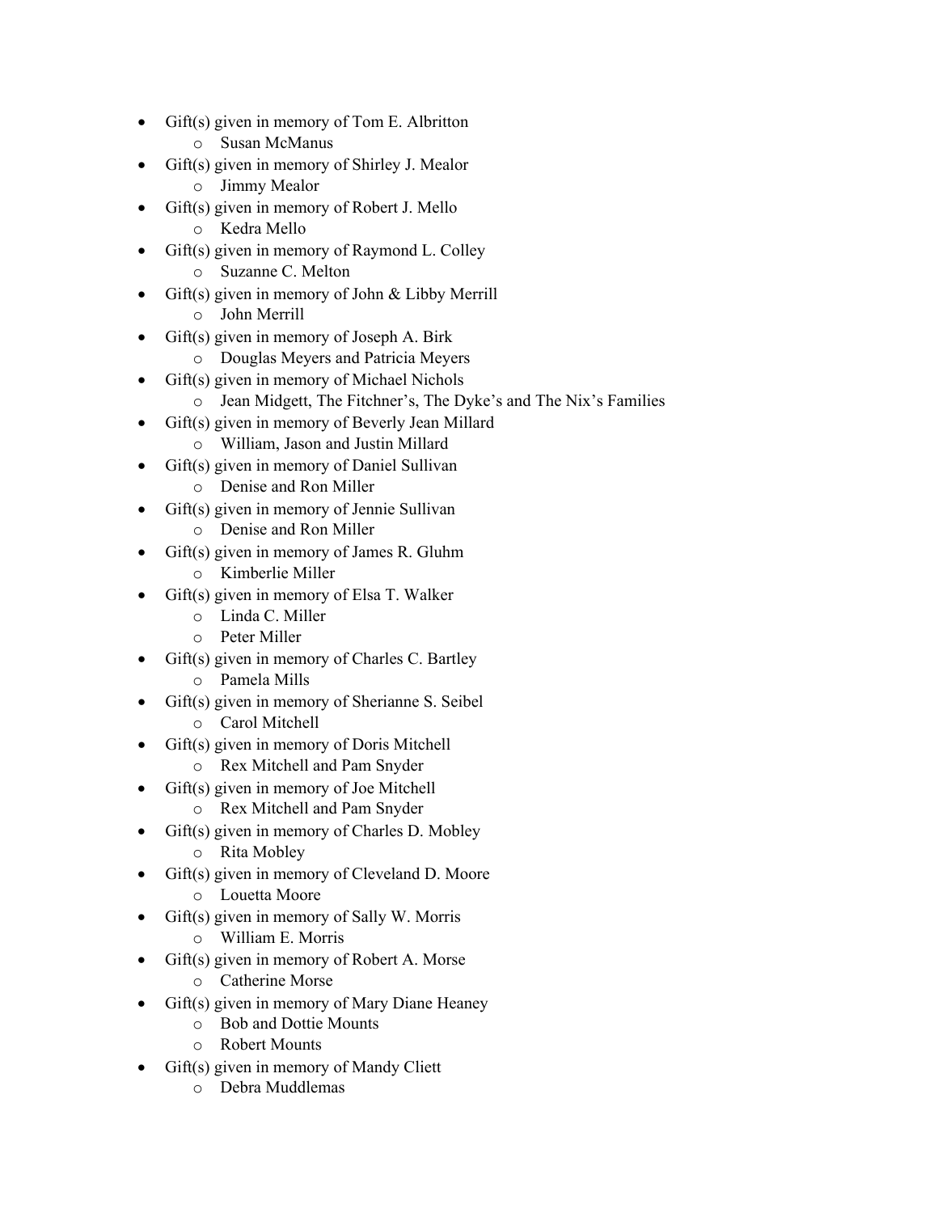- Gift(s) given in memory of Tom E. Albritton
  - Susan McManus
- Gift(s) given in memory of Shirley J. Mealor
  - Jimmy Mealor
- Gift(s) given in memory of Robert J. Mello
  - Kedra Mello
- Gift(s) given in memory of Raymond L. Colley
  - Suzanne C. Melton
- Gift(s) given in memory of John & Libby Merrill
  - John Merrill
- Gift(s) given in memory of Joseph A. Birk
  - Douglas Meyers and Patricia Meyers
- Gift(s) given in memory of Michael Nichols
  - Jean Midgett, The Fitchner's, The Dyke's and The Nix's Families
- Gift(s) given in memory of Beverly Jean Millard
  - William, Jason and Justin Millard
- Gift(s) given in memory of Daniel Sullivan
  - Denise and Ron Miller
- Gift(s) given in memory of Jennie Sullivan
  - Denise and Ron Miller
- Gift(s) given in memory of James R. Gluhm
  - Kimberlie Miller
- Gift(s) given in memory of Elsa T. Walker
  - Linda C. Miller
  - Peter Miller
- Gift(s) given in memory of Charles C. Bartley
  - Pamela Mills
- Gift(s) given in memory of Sherianne S. Seibel
  - Carol Mitchell
- Gift(s) given in memory of Doris Mitchell
  - Rex Mitchell and Pam Snyder
- Gift(s) given in memory of Joe Mitchell
  - Rex Mitchell and Pam Snyder
- Gift(s) given in memory of Charles D. Mobley
  - Rita Mobley
- Gift(s) given in memory of Cleveland D. Moore
  - Louetta Moore
- Gift(s) given in memory of Sally W. Morris
  - William E. Morris
- Gift(s) given in memory of Robert A. Morse
  - Catherine Morse
- Gift(s) given in memory of Mary Diane Heaney
  - Bob and Dottie Mounts
  - Robert Mounts
- Gift(s) given in memory of Mandy Cliett
  - Debra Muddlemas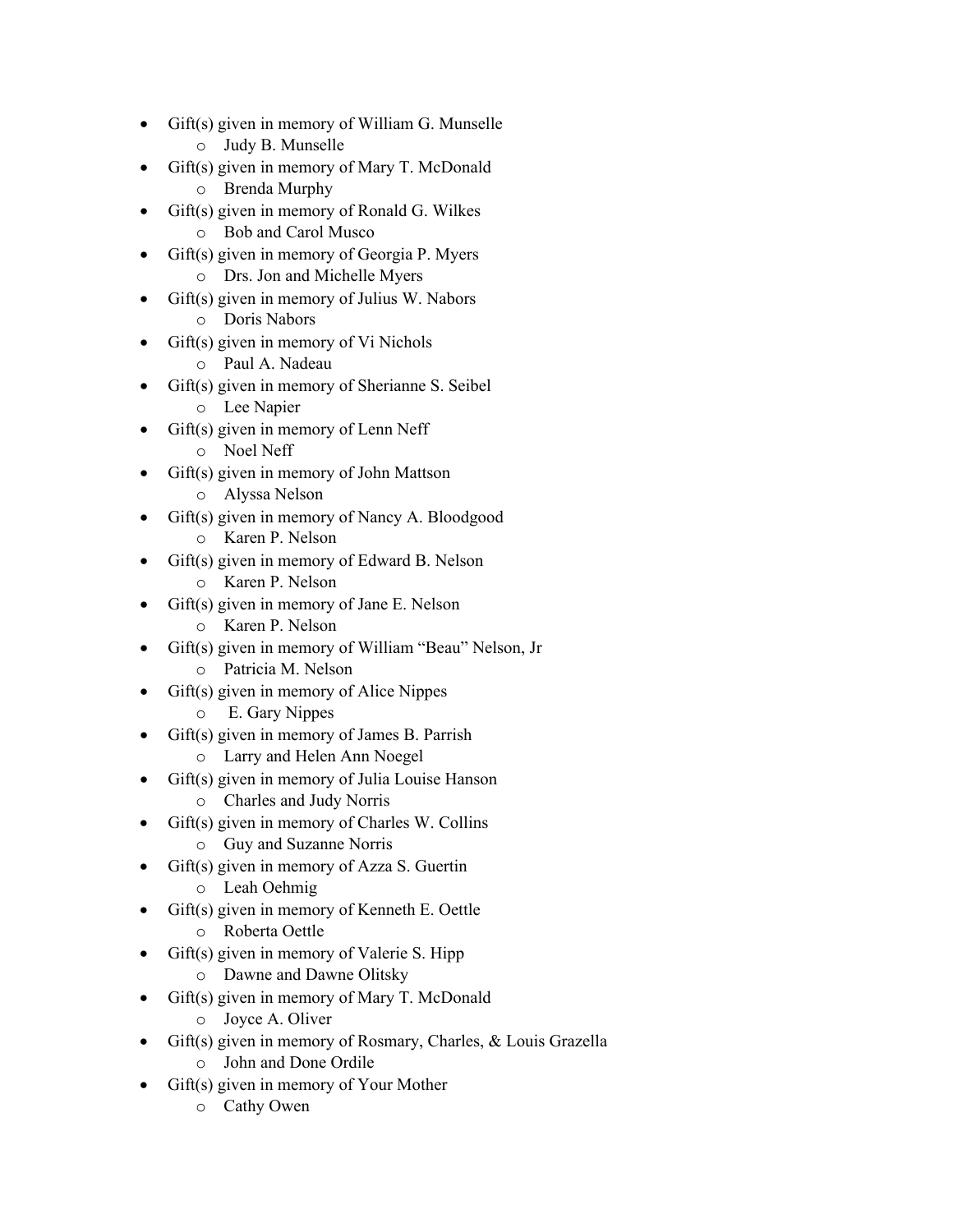- Gift(s) given in memory of William G. Munselle
    - Judy B. Munselle
- Gift(s) given in memory of Mary T. McDonald
    - Brenda Murphy
- Gift(s) given in memory of Ronald G. Wilkes
    - Bob and Carol Musco
- Gift(s) given in memory of Georgia P. Myers
    - Drs. Jon and Michelle Myers
- Gift(s) given in memory of Julius W. Nabors
    - Doris Nabors
- Gift(s) given in memory of Vi Nichols
    - Paul A. Nadeau
- Gift(s) given in memory of Sherianne S. Seibel
    - Lee Napier
- Gift(s) given in memory of Lenn Neff
    - Noel Neff
- Gift(s) given in memory of John Mattson
    - Alyssa Nelson
- Gift(s) given in memory of Nancy A. Bloodgood
    - Karen P. Nelson
- Gift(s) given in memory of Edward B. Nelson
    - Karen P. Nelson
- Gift(s) given in memory of Jane E. Nelson
    - Karen P. Nelson
- Gift(s) given in memory of William "Beau" Nelson, Jr
    - Patricia M. Nelson
- Gift(s) given in memory of Alice Nippes
    - E. Gary Nippes
- Gift(s) given in memory of James B. Parrish
    - Larry and Helen Ann Noegel
- Gift(s) given in memory of Julia Louise Hanson
    - Charles and Judy Norris
- Gift(s) given in memory of Charles W. Collins
    - Guy and Suzanne Norris
- Gift(s) given in memory of Azza S. Guertin
    - Leah Oehmig
- Gift(s) given in memory of Kenneth E. Oettle
    - Roberta Oettle
- Gift(s) given in memory of Valerie S. Hipp
    - Dawne and Dawne Olitsky
- Gift(s) given in memory of Mary T. McDonald
    - Joyce A. Oliver
- Gift(s) given in memory of Rosmary, Charles, & Louis Grazella
    - John and Done Ordile
- Gift(s) given in memory of Your Mother
    - Cathy Owen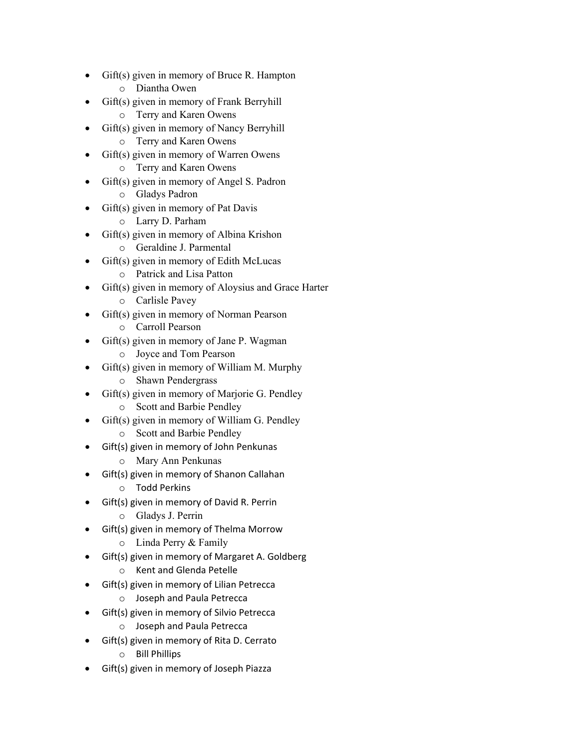- Gift(s) given in memory of Bruce R. Hampton
  - Diantha Owen
- Gift(s) given in memory of Frank Berryhill
  - Terry and Karen Owens
- Gift(s) given in memory of Nancy Berryhill
  - Terry and Karen Owens
- Gift(s) given in memory of Warren Owens
  - Terry and Karen Owens
- Gift(s) given in memory of Angel S. Padron
  - Gladys Padron
- Gift(s) given in memory of Pat Davis
  - Larry D. Parham
- Gift(s) given in memory of Albina Krishon
  - Geraldine J. Parmental
- Gift(s) given in memory of Edith McLucas
  - Patrick and Lisa Patton
- Gift(s) given in memory of Aloysius and Grace Harter
  - Carlisle Pavey
- Gift(s) given in memory of Norman Pearson
  - Carroll Pearson
- Gift(s) given in memory of Jane P. Wagman
  - Joyce and Tom Pearson
- Gift(s) given in memory of William M. Murphy
  - Shawn Pendergrass
- Gift(s) given in memory of Marjorie G. Pendley
  - Scott and Barbie Pendley
- Gift(s) given in memory of William G. Pendley
  - Scott and Barbie Pendley
- Gift(s) given in memory of John Penkunas
  - Mary Ann Penkunas
- Gift(s) given in memory of Shanon Callahan
  - Todd Perkins
- Gift(s) given in memory of David R. Perrin
  - Gladys J. Perrin
- Gift(s) given in memory of Thelma Morrow
  - Linda Perry & Family
- Gift(s) given in memory of Margaret A. Goldberg
  - Kent and Glenda Petelle
- Gift(s) given in memory of Lilian Petrecca
  - Joseph and Paula Petrecca
- Gift(s) given in memory of Silvio Petrecca
  - Joseph and Paula Petrecca
- Gift(s) given in memory of Rita D. Cerrato
  - Bill Phillips
- Gift(s) given in memory of Joseph Piazza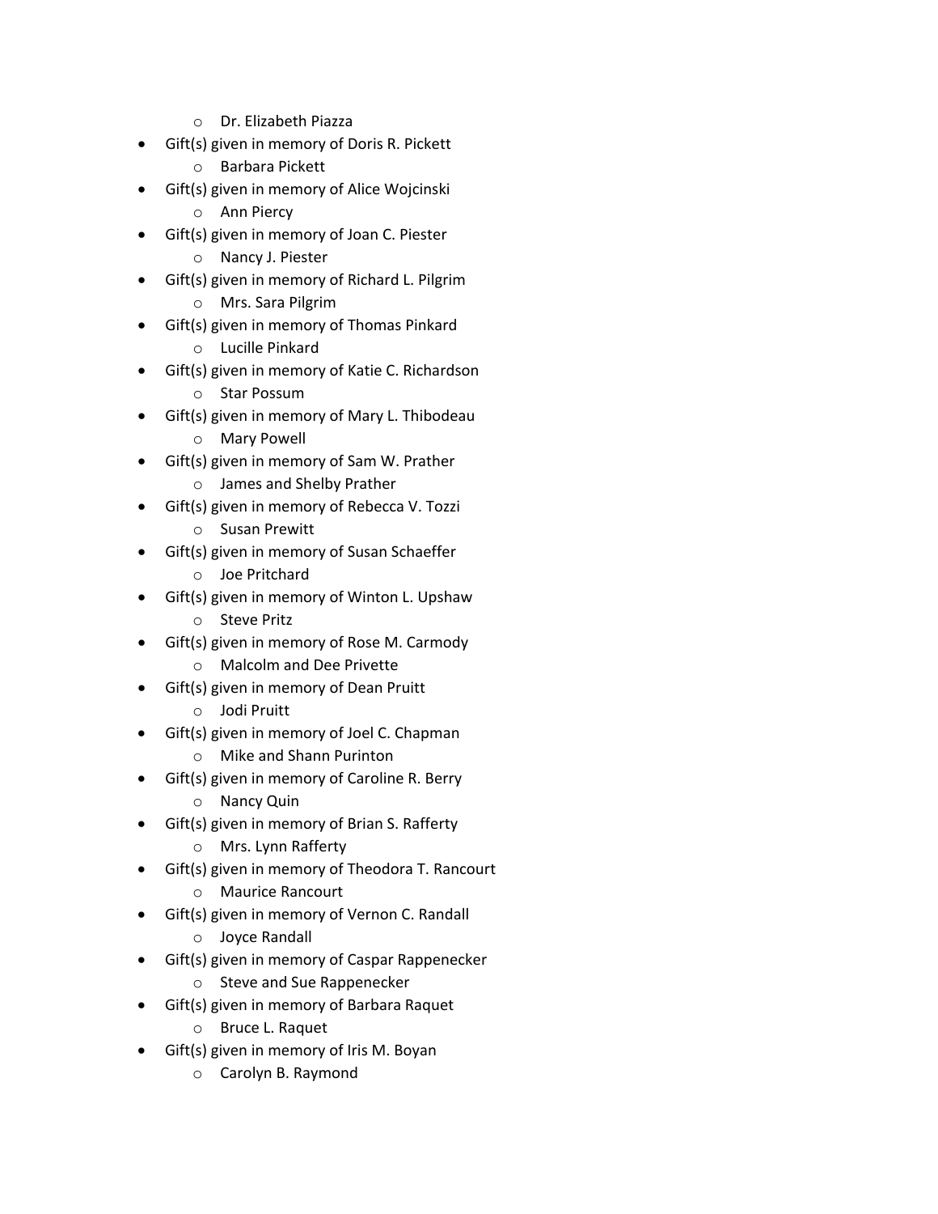- Dr. Elizabeth Piazza
- Gift(s) given in memory of Doris R. Pickett
  - Barbara Pickett
- Gift(s) given in memory of Alice Wojcinski
  - Ann Piercy
- Gift(s) given in memory of Joan C. Piester
  - Nancy J. Piester
- Gift(s) given in memory of Richard L. Pilgrim
  - Mrs. Sara Pilgrim
- Gift(s) given in memory of Thomas Pinkard
  - Lucille Pinkard
- Gift(s) given in memory of Katie C. Richardson
  - Star Possum
- Gift(s) given in memory of Mary L. Thibodeau
  - Mary Powell
- Gift(s) given in memory of Sam W. Prather
  - James and Shelby Prather
- Gift(s) given in memory of Rebecca V. Tozzi
  - Susan Prewitt
- Gift(s) given in memory of Susan Schaeffer
  - Joe Pritchard
- Gift(s) given in memory of Winton L. Upshaw
  - Steve Pritz
- Gift(s) given in memory of Rose M. Carmody
  - Malcolm and Dee Privette
- Gift(s) given in memory of Dean Pruitt
  - Jodi Pruitt
- Gift(s) given in memory of Joel C. Chapman
  - Mike and Shann Purinton
- Gift(s) given in memory of Caroline R. Berry
  - Nancy Quin
- Gift(s) given in memory of Brian S. Rafferty
  - Mrs. Lynn Rafferty
- Gift(s) given in memory of Theodora T. Rancourt
  - Maurice Rancourt
- Gift(s) given in memory of Vernon C. Randall
  - Joyce Randall
- Gift(s) given in memory of Caspar Rappenecker
  - Steve and Sue Rappenecker
- Gift(s) given in memory of Barbara Raquet
  - Bruce L. Raquet
- Gift(s) given in memory of Iris M. Boyan
  - Carolyn B. Raymond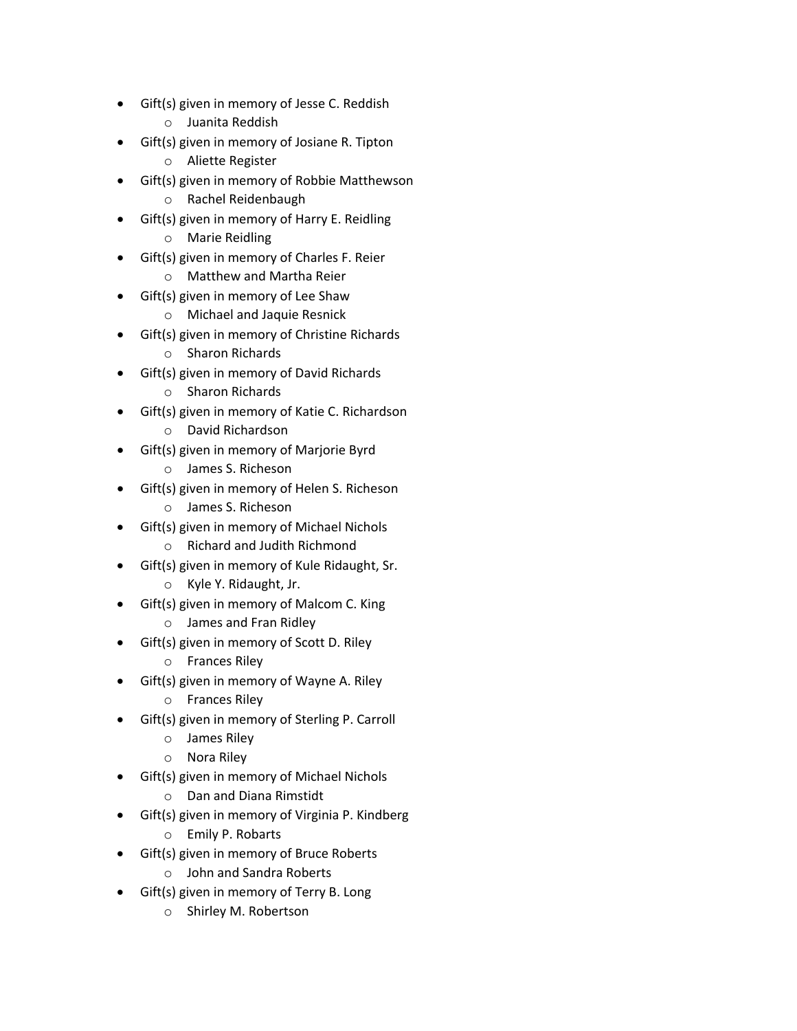- Gift(s) given in memory of Jesse C. Reddish
  - Juanita Reddish
- Gift(s) given in memory of Josiane R. Tipton
  - Aliette Register
- Gift(s) given in memory of Robbie Matthewson
  - Rachel Reidenbaugh
- Gift(s) given in memory of Harry E. Reidling
  - Marie Reidling
- Gift(s) given in memory of Charles F. Reier
  - Matthew and Martha Reier
- Gift(s) given in memory of Lee Shaw
  - Michael and Jaquie Resnick
- Gift(s) given in memory of Christine Richards
  - Sharon Richards
- Gift(s) given in memory of David Richards
  - Sharon Richards
- Gift(s) given in memory of Katie C. Richardson
  - David Richardson
- Gift(s) given in memory of Marjorie Byrd
  - James S. Richeson
- Gift(s) given in memory of Helen S. Richeson
  - James S. Richeson
- Gift(s) given in memory of Michael Nichols
  - Richard and Judith Richmond
- Gift(s) given in memory of Kule Ridaught, Sr.
  - Kyle Y. Ridaught, Jr.
- Gift(s) given in memory of Malcom C. King
  - James and Fran Ridley
- Gift(s) given in memory of Scott D. Riley
  - Frances Riley
- Gift(s) given in memory of Wayne A. Riley
  - Frances Riley
- Gift(s) given in memory of Sterling P. Carroll
  - James Riley
  - Nora Riley
- Gift(s) given in memory of Michael Nichols
  - Dan and Diana Rimstidt
- Gift(s) given in memory of Virginia P. Kindberg
  - Emily P. Robarts
- Gift(s) given in memory of Bruce Roberts
  - John and Sandra Roberts
- Gift(s) given in memory of Terry B. Long
  - Shirley M. Robertson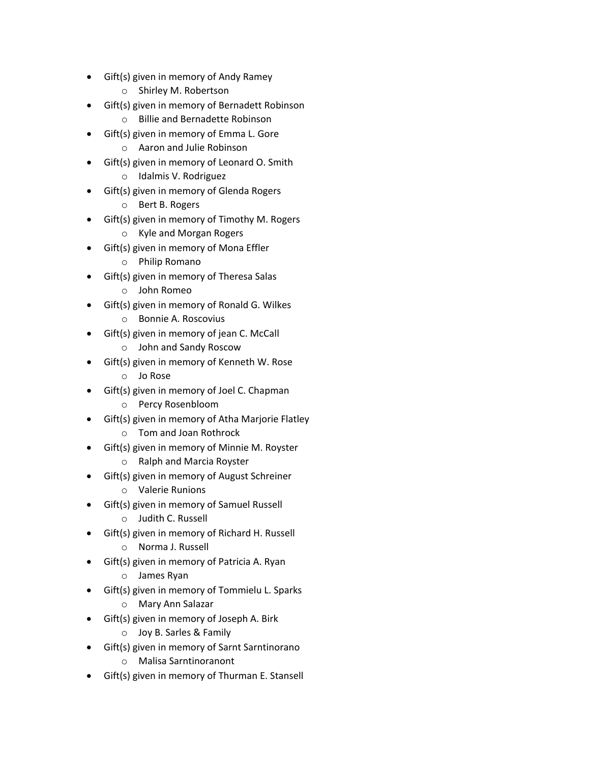- Gift(s) given in memory of Andy Ramey
  - Shirley M. Robertson
- Gift(s) given in memory of Bernadett Robinson
  - Billie and Bernadette Robinson
- Gift(s) given in memory of Emma L. Gore
  - Aaron and Julie Robinson
- Gift(s) given in memory of Leonard O. Smith
  - Idalmis V. Rodriguez
- Gift(s) given in memory of Glenda Rogers
  - Bert B. Rogers
- Gift(s) given in memory of Timothy M. Rogers
  - Kyle and Morgan Rogers
- Gift(s) given in memory of Mona Effler
  - Philip Romano
- Gift(s) given in memory of Theresa Salas
  - John Romeo
- Gift(s) given in memory of Ronald G. Wilkes
  - Bonnie A. Roscovius
- Gift(s) given in memory of jean C. McCall
  - John and Sandy Roscow
- Gift(s) given in memory of Kenneth W. Rose
  - Jo Rose
- Gift(s) given in memory of Joel C. Chapman
  - Percy Rosenbloom
- Gift(s) given in memory of Atha Marjorie Flatley
  - Tom and Joan Rothrock
- Gift(s) given in memory of Minnie M. Royster
  - Ralph and Marcia Royster
- Gift(s) given in memory of August Schreiner
  - Valerie Runions
- Gift(s) given in memory of Samuel Russell
  - Judith C. Russell
- Gift(s) given in memory of Richard H. Russell
  - Norma J. Russell
- Gift(s) given in memory of Patricia A. Ryan
  - James Ryan
- Gift(s) given in memory of Tommielu L. Sparks
  - Mary Ann Salazar
- Gift(s) given in memory of Joseph A. Birk
  - Joy B. Sarles & Family
- Gift(s) given in memory of Sarnt Sarntinorano
  - Malisa Sarntinoranont
- Gift(s) given in memory of Thurman E. Stansell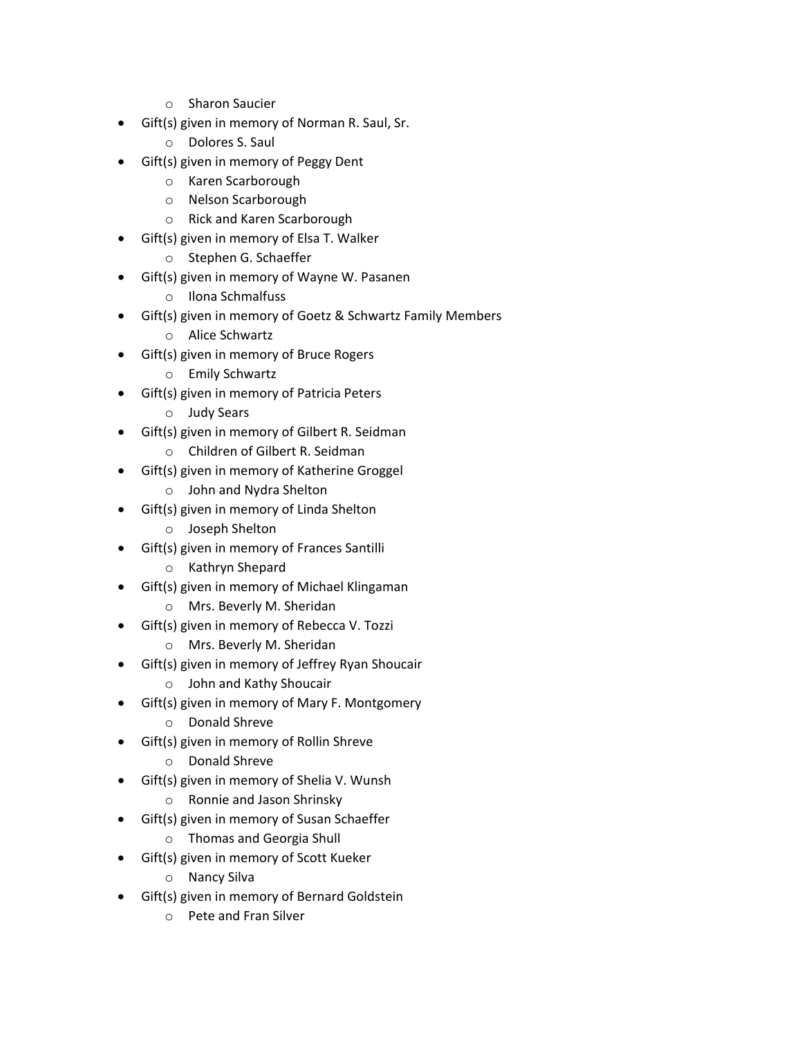- Sharon Saucier
- Gift(s) given in memory of Norman R. Saul, Sr.
    - Dolores S. Saul
- Gift(s) given in memory of Peggy Dent
    - Karen Scarborough
    - Nelson Scarborough
    - Rick and Karen Scarborough
- Gift(s) given in memory of Elsa T. Walker
    - Stephen G. Schaeffer
- Gift(s) given in memory of Wayne W. Pasanen
    - Ilona Schmalfuss
- Gift(s) given in memory of Goetz & Schwartz Family Members
    - Alice Schwartz
- Gift(s) given in memory of Bruce Rogers
    - Emily Schwartz
- Gift(s) given in memory of Patricia Peters
    - Judy Sears
- Gift(s) given in memory of Gilbert R. Seidman
    - Children of Gilbert R. Seidman
- Gift(s) given in memory of Katherine Groggel
    - John and Nydra Shelton
- Gift(s) given in memory of Linda Shelton
    - Joseph Shelton
- Gift(s) given in memory of Frances Santilli
    - Kathryn Shepard
- Gift(s) given in memory of Michael Klingaman
    - Mrs. Beverly M. Sheridan
- Gift(s) given in memory of Rebecca V. Tozzi
    - Mrs. Beverly M. Sheridan
- Gift(s) given in memory of Jeffrey Ryan Shoucair
    - John and Kathy Shoucair
- Gift(s) given in memory of Mary F. Montgomery
    - Donald Shreve
- Gift(s) given in memory of Rollin Shreve
    - Donald Shreve
- Gift(s) given in memory of Shelia V. Wunsh
    - Ronnie and Jason Shrinsky
- Gift(s) given in memory of Susan Schaeffer
    - Thomas and Georgia Shull
- Gift(s) given in memory of Scott Kueker
    - Nancy Silva
- Gift(s) given in memory of Bernard Goldstein
    - Pete and Fran Silver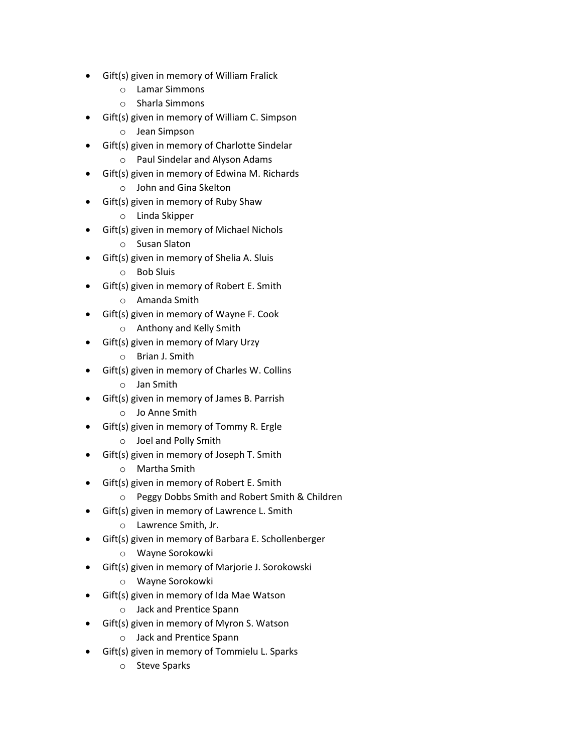- Gift(s) given in memory of William Fralick
    - Lamar Simmons
    - Sharla Simmons
- Gift(s) given in memory of William C. Simpson
    - Jean Simpson
- Gift(s) given in memory of Charlotte Sindelar
    - Paul Sindelar and Alyson Adams
- Gift(s) given in memory of Edwina M. Richards
    - John and Gina Skelton
- Gift(s) given in memory of Ruby Shaw
    - Linda Skipper
- Gift(s) given in memory of Michael Nichols
    - Susan Slaton
- Gift(s) given in memory of Shelia A. Sluis
    - Bob Sluis
- Gift(s) given in memory of Robert E. Smith
    - Amanda Smith
- Gift(s) given in memory of Wayne F. Cook
    - Anthony and Kelly Smith
- Gift(s) given in memory of Mary Urzy
    - Brian J. Smith
- Gift(s) given in memory of Charles W. Collins
    - Jan Smith
- Gift(s) given in memory of James B. Parrish
    - Jo Anne Smith
- Gift(s) given in memory of Tommy R. Ergle
    - Joel and Polly Smith
- Gift(s) given in memory of Joseph T. Smith
    - Martha Smith
- Gift(s) given in memory of Robert E. Smith
    - Peggy Dobbs Smith and Robert Smith & Children
- Gift(s) given in memory of Lawrence L. Smith
    - Lawrence Smith, Jr.
- Gift(s) given in memory of Barbara E. Schollenberger
    - Wayne Sorokowki
- Gift(s) given in memory of Marjorie J. Sorokowski
    - Wayne Sorokowki
- Gift(s) given in memory of Ida Mae Watson
    - Jack and Prentice Spann
- Gift(s) given in memory of Myron S. Watson
    - Jack and Prentice Spann
- Gift(s) given in memory of Tommielu L. Sparks
    - Steve Sparks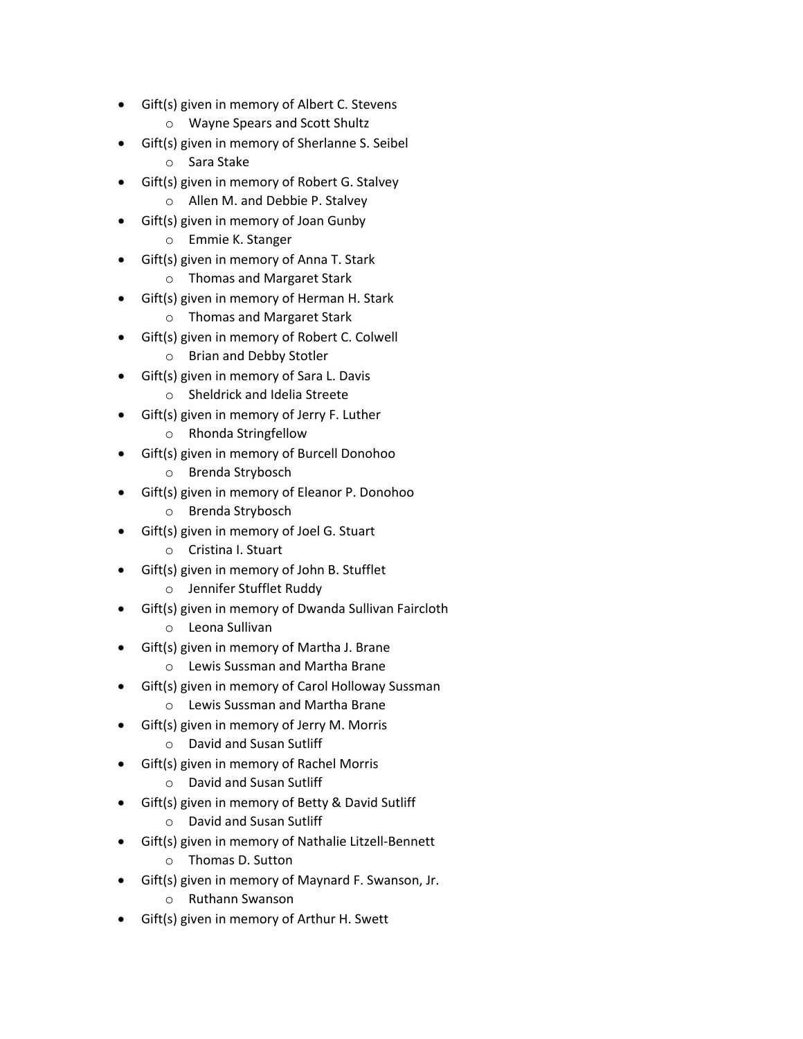- Gift(s) given in memory of Albert C. Stevens
    - Wayne Spears and Scott Shultz
- Gift(s) given in memory of Sherlanne S. Seibel
    - Sara Stake
- Gift(s) given in memory of Robert G. Stalvey
    - Allen M. and Debbie P. Stalvey
- Gift(s) given in memory of Joan Gunby
    - Emmie K. Stanger
- Gift(s) given in memory of Anna T. Stark
    - Thomas and Margaret Stark
- Gift(s) given in memory of Herman H. Stark
    - Thomas and Margaret Stark
- Gift(s) given in memory of Robert C. Colwell
    - Brian and Debby Stotler
- Gift(s) given in memory of Sara L. Davis
    - Sheldrick and Idelia Streete
- Gift(s) given in memory of Jerry F. Luther
    - Rhonda Stringfellow
- Gift(s) given in memory of Burcell Donohoo
    - Brenda Strybosch
- Gift(s) given in memory of Eleanor P. Donohoo
    - Brenda Strybosch
- Gift(s) given in memory of Joel G. Stuart
    - Cristina I. Stuart
- Gift(s) given in memory of John B. Stufflet
    - Jennifer Stufflet Ruddy
- Gift(s) given in memory of Dwanda Sullivan Faircloth
    - Leona Sullivan
- Gift(s) given in memory of Martha J. Brane
    - Lewis Sussman and Martha Brane
- Gift(s) given in memory of Carol Holloway Sussman
    - Lewis Sussman and Martha Brane
- Gift(s) given in memory of Jerry M. Morris
    - David and Susan Sutliff
- Gift(s) given in memory of Rachel Morris
    - David and Susan Sutliff
- Gift(s) given in memory of Betty & David Sutliff
    - David and Susan Sutliff
- Gift(s) given in memory of Nathalie Litzell-Bennett
    - Thomas D. Sutton
- Gift(s) given in memory of Maynard F. Swanson, Jr.
    - Ruthann Swanson
- Gift(s) given in memory of Arthur H. Swett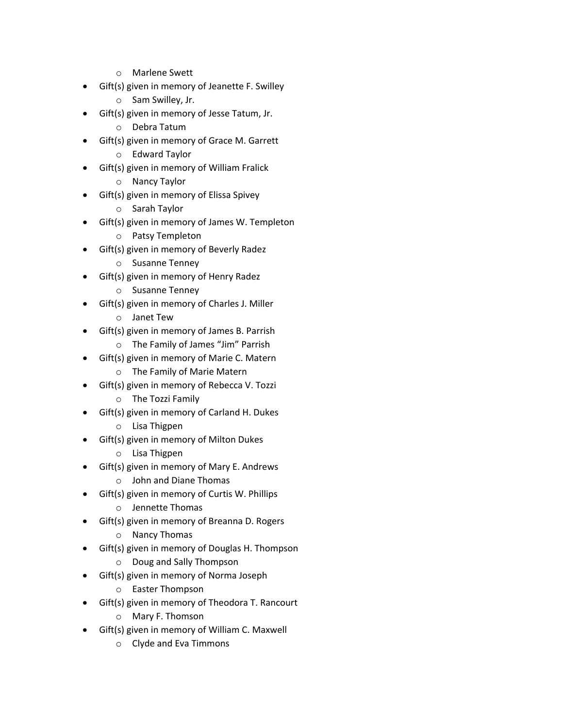- Marlene Swett
- Gift(s) given in memory of Jeanette F. Swilley
  - Sam Swilley, Jr.
- Gift(s) given in memory of Jesse Tatum, Jr.
  - Debra Tatum
- Gift(s) given in memory of Grace M. Garrett
  - Edward Taylor
- Gift(s) given in memory of William Fralick
  - Nancy Taylor
- Gift(s) given in memory of Elissa Spivey
  - Sarah Taylor
- Gift(s) given in memory of James W. Templeton
  - Patsy Templeton
- Gift(s) given in memory of Beverly Radez
  - Susanne Tenney
- Gift(s) given in memory of Henry Radez
  - Susanne Tenney
- Gift(s) given in memory of Charles J. Miller
  - Janet Tew
- Gift(s) given in memory of James B. Parrish
  - The Family of James "Jim" Parrish
- Gift(s) given in memory of Marie C. Matern
  - The Family of Marie Matern
- Gift(s) given in memory of Rebecca V. Tozzi
  - The Tozzi Family
- Gift(s) given in memory of Carland H. Dukes
  - Lisa Thigpen
- Gift(s) given in memory of Milton Dukes
  - Lisa Thigpen
- Gift(s) given in memory of Mary E. Andrews
  - John and Diane Thomas
- Gift(s) given in memory of Curtis W. Phillips
  - Jennette Thomas
- Gift(s) given in memory of Breanna D. Rogers
  - Nancy Thomas
- Gift(s) given in memory of Douglas H. Thompson
  - Doug and Sally Thompson
- Gift(s) given in memory of Norma Joseph
  - Easter Thompson
- Gift(s) given in memory of Theodora T. Rancourt
  - Mary F. Thomson
- Gift(s) given in memory of William C. Maxwell
  - Clyde and Eva Timmons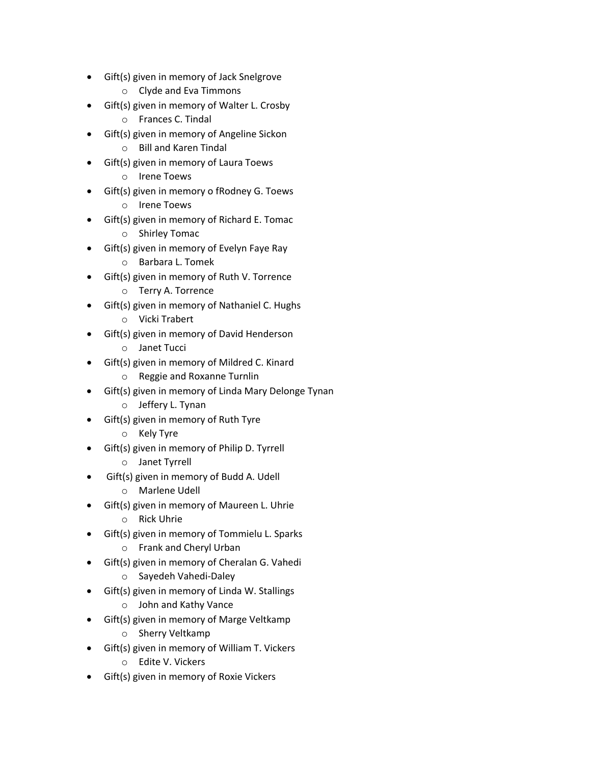- Gift(s) given in memory of Jack Snelgrove
  - Clyde and Eva Timmons
- Gift(s) given in memory of Walter L. Crosby
  - Frances C. Tindal
- Gift(s) given in memory of Angeline Sickon
  - Bill and Karen Tindal
- Gift(s) given in memory of Laura Toews
  - Irene Toews
- Gift(s) given in memory o fRodney G. Toews
  - Irene Toews
- Gift(s) given in memory of Richard E. Tomac
  - Shirley Tomac
- Gift(s) given in memory of Evelyn Faye Ray
  - Barbara L. Tomek
- Gift(s) given in memory of Ruth V. Torrence
  - Terry A. Torrence
- Gift(s) given in memory of Nathaniel C. Hughs
  - Vicki Trabert
- Gift(s) given in memory of David Henderson
  - Janet Tucci
- Gift(s) given in memory of Mildred C. Kinard
  - Reggie and Roxanne Turnlin
- Gift(s) given in memory of Linda Mary Delonge Tynan
  - Jeffery L. Tynan
- Gift(s) given in memory of Ruth Tyre
  - Kely Tyre
- Gift(s) given in memory of Philip D. Tyrrell
  - Janet Tyrrell
- Gift(s) given in memory of Budd A. Udell
  - Marlene Udell
- Gift(s) given in memory of Maureen L. Uhrie
  - Rick Uhrie
- Gift(s) given in memory of Tommielu L. Sparks
  - Frank and Cheryl Urban
- Gift(s) given in memory of Cheralan G. Vahedi
  - Sayedeh Vahedi-Daley
- Gift(s) given in memory of Linda W. Stallings
  - John and Kathy Vance
- Gift(s) given in memory of Marge Veltkamp
  - Sherry Veltkamp
- Gift(s) given in memory of William T. Vickers
  - Edite V. Vickers
- Gift(s) given in memory of Roxie Vickers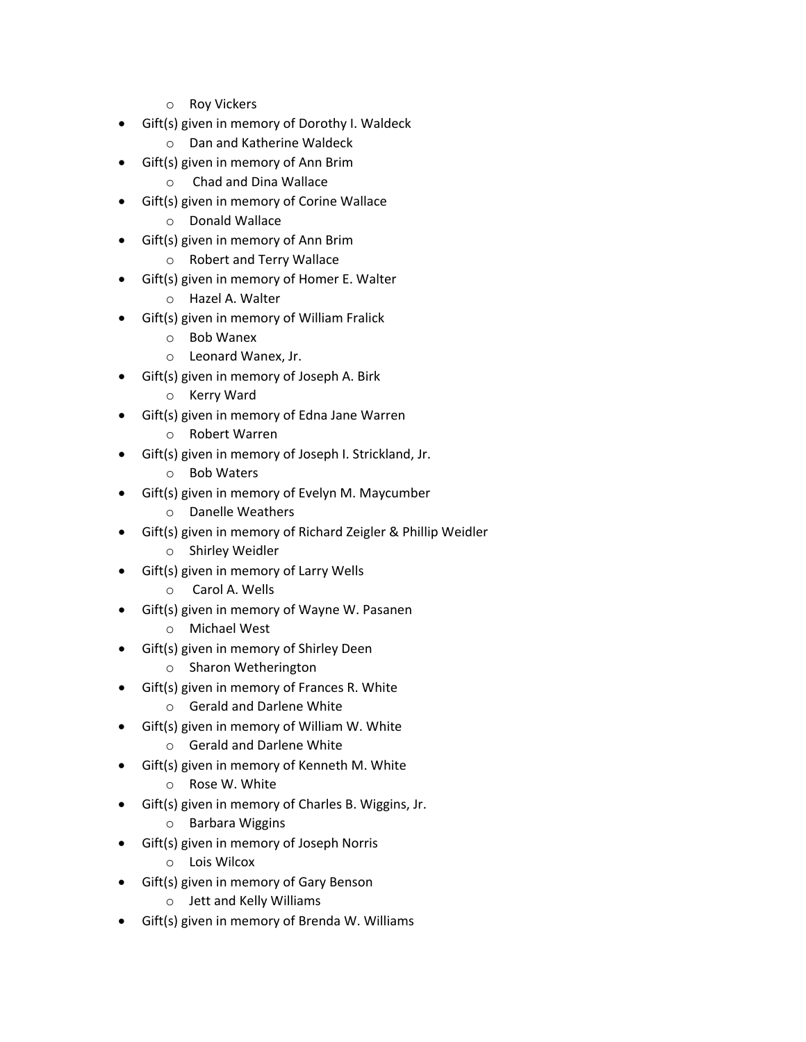- Roy Vickers
- Gift(s) given in memory of Dorothy I. Waldeck
    - Dan and Katherine Waldeck
- Gift(s) given in memory of Ann Brim
    - Chad and Dina Wallace
- Gift(s) given in memory of Corine Wallace
    - Donald Wallace
- Gift(s) given in memory of Ann Brim
    - Robert and Terry Wallace
- Gift(s) given in memory of Homer E. Walter
    - Hazel A. Walter
- Gift(s) given in memory of William Fralick
    - Bob Wanex
    - Leonard Wanex, Jr.
- Gift(s) given in memory of Joseph A. Birk
    - Kerry Ward
- Gift(s) given in memory of Edna Jane Warren
    - Robert Warren
- Gift(s) given in memory of Joseph I. Strickland, Jr.
    - Bob Waters
- Gift(s) given in memory of Evelyn M. Maycumber
    - Danelle Weathers
- Gift(s) given in memory of Richard Zeigler & Phillip Weidler
    - Shirley Weidler
- Gift(s) given in memory of Larry Wells
    - Carol A. Wells
- Gift(s) given in memory of Wayne W. Pasanen
    - Michael West
- Gift(s) given in memory of Shirley Deen
    - Sharon Wetherington
- Gift(s) given in memory of Frances R. White
    - Gerald and Darlene White
- Gift(s) given in memory of William W. White
    - Gerald and Darlene White
- Gift(s) given in memory of Kenneth M. White
    - Rose W. White
- Gift(s) given in memory of Charles B. Wiggins, Jr.
    - Barbara Wiggins
- Gift(s) given in memory of Joseph Norris
    - Lois Wilcox
- Gift(s) given in memory of Gary Benson
    - Jett and Kelly Williams
- Gift(s) given in memory of Brenda W. Williams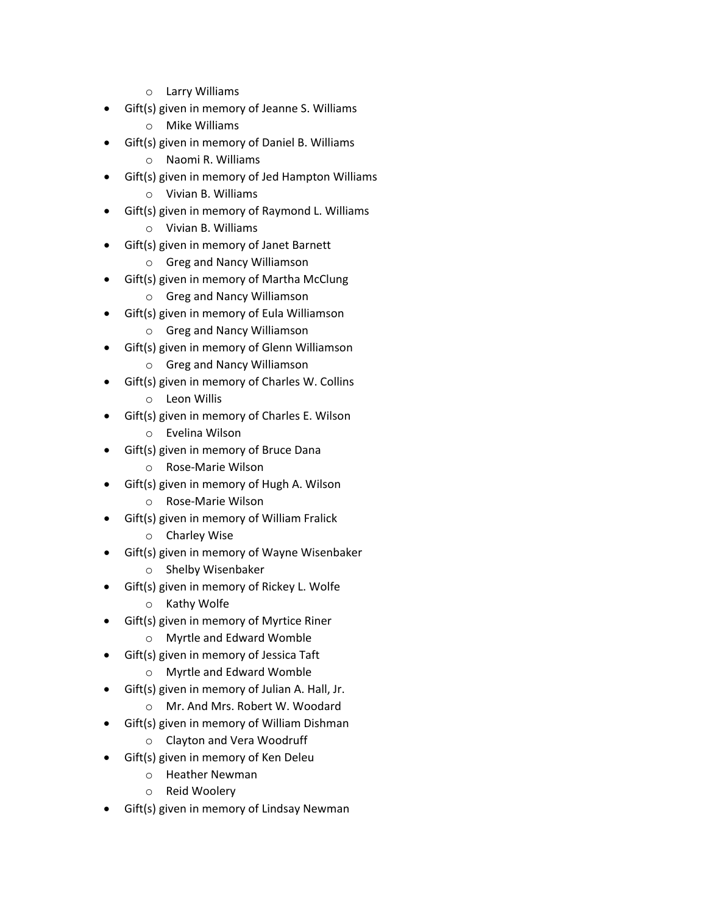- Larry Williams
- Gift(s) given in memory of Jeanne S. Williams
  - Mike Williams
- Gift(s) given in memory of Daniel B. Williams
  - Naomi R. Williams
- Gift(s) given in memory of Jed Hampton Williams
  - Vivian B. Williams
- Gift(s) given in memory of Raymond L. Williams
  - Vivian B. Williams
- Gift(s) given in memory of Janet Barnett
  - Greg and Nancy Williamson
- Gift(s) given in memory of Martha McClung
  - Greg and Nancy Williamson
- Gift(s) given in memory of Eula Williamson
  - Greg and Nancy Williamson
- Gift(s) given in memory of Glenn Williamson
  - Greg and Nancy Williamson
- Gift(s) given in memory of Charles W. Collins
  - Leon Willis
- Gift(s) given in memory of Charles E. Wilson
  - Evelina Wilson
- Gift(s) given in memory of Bruce Dana
  - Rose-Marie Wilson
- Gift(s) given in memory of Hugh A. Wilson
  - Rose-Marie Wilson
- Gift(s) given in memory of William Fralick
  - Charley Wise
- Gift(s) given in memory of Wayne Wisenbaker
  - Shelby Wisenbaker
- Gift(s) given in memory of Rickey L. Wolfe
  - Kathy Wolfe
- Gift(s) given in memory of Myrtice Riner
  - Myrtle and Edward Womble
- Gift(s) given in memory of Jessica Taft
  - Myrtle and Edward Womble
- Gift(s) given in memory of Julian A. Hall, Jr.
  - Mr. And Mrs. Robert W. Woodard
- Gift(s) given in memory of William Dishman
  - Clayton and Vera Woodruff
- Gift(s) given in memory of Ken Deleu
  - Heather Newman
  - Reid Woolery
- Gift(s) given in memory of Lindsay Newman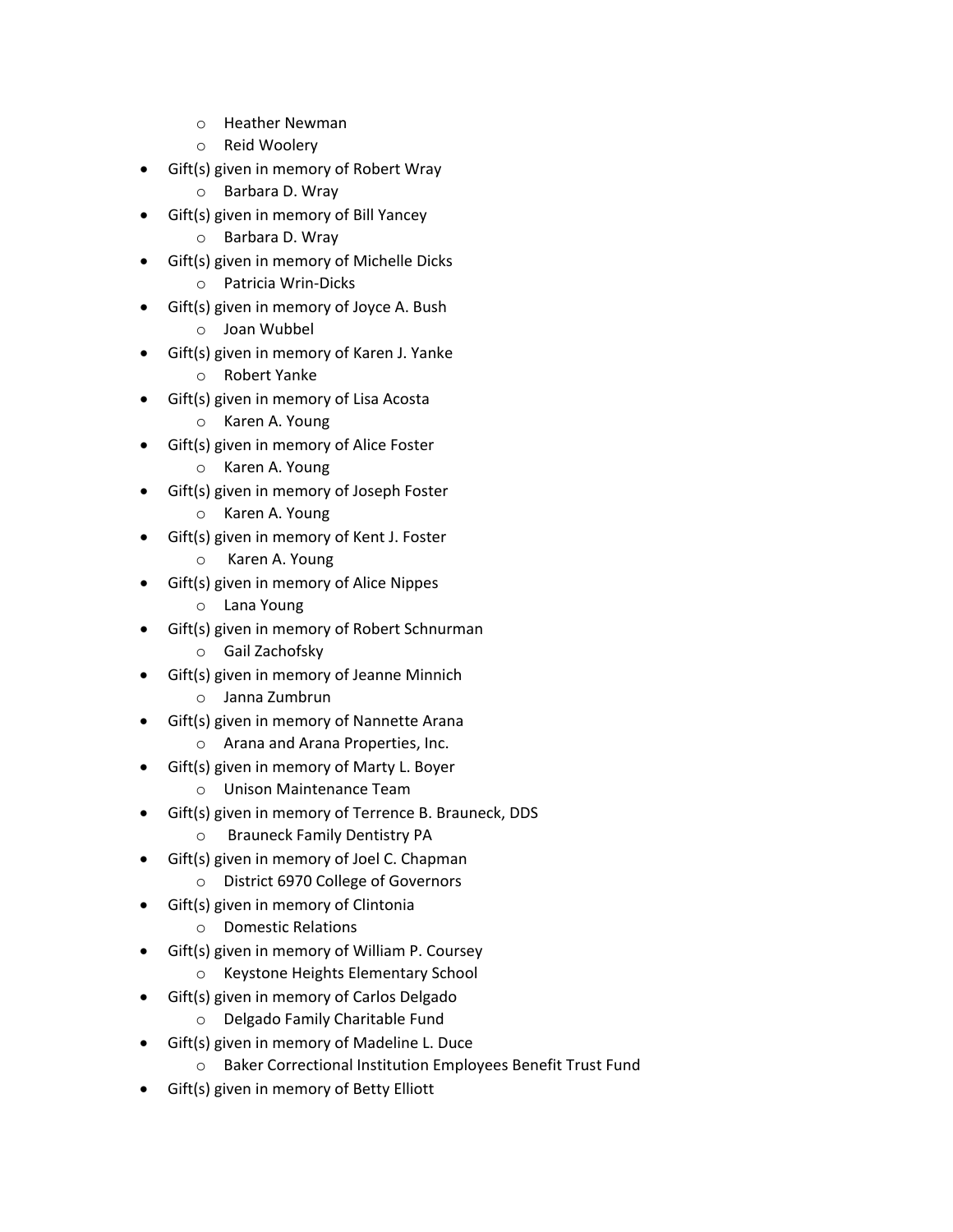- Heather Newman
  - Reid Woolery
- Gift(s) given in memory of Robert Wray
  - Barbara D. Wray
- Gift(s) given in memory of Bill Yancey
  - Barbara D. Wray
- Gift(s) given in memory of Michelle Dicks
  - Patricia Wrin-Dicks
- Gift(s) given in memory of Joyce A. Bush
  - Joan Wubbel
- Gift(s) given in memory of Karen J. Yanke
  - Robert Yanke
- Gift(s) given in memory of Lisa Acosta
  - Karen A. Young
- Gift(s) given in memory of Alice Foster
  - Karen A. Young
- Gift(s) given in memory of Joseph Foster
  - Karen A. Young
- Gift(s) given in memory of Kent J. Foster
  - Karen A. Young
- Gift(s) given in memory of Alice Nippes
  - Lana Young
- Gift(s) given in memory of Robert Schnurman
  - Gail Zachofsky
- Gift(s) given in memory of Jeanne Minnich
  - Janna Zumbrun
- Gift(s) given in memory of Nannette Arana
  - Arana and Arana Properties, Inc.
- Gift(s) given in memory of Marty L. Boyer
  - Unison Maintenance Team
- Gift(s) given in memory of Terrence B. Brauneck, DDS
  - Brauneck Family Dentistry PA
- Gift(s) given in memory of Joel C. Chapman
  - District 6970 College of Governors
- Gift(s) given in memory of Clintonia
  - Domestic Relations
- Gift(s) given in memory of William P. Coursey
  - Keystone Heights Elementary School
- Gift(s) given in memory of Carlos Delgado
  - Delgado Family Charitable Fund
- Gift(s) given in memory of Madeline L. Duce
  - Baker Correctional Institution Employees Benefit Trust Fund
- Gift(s) given in memory of Betty Elliott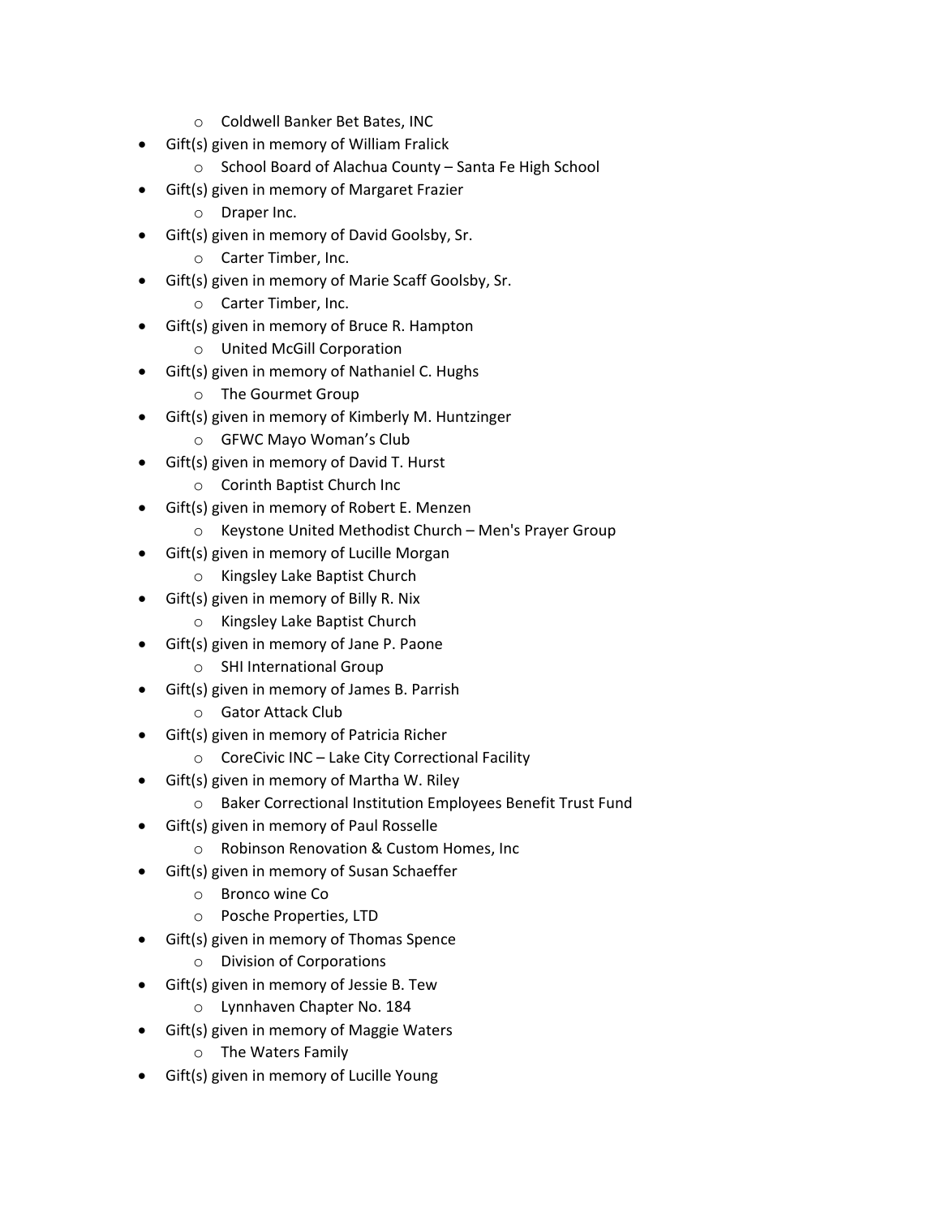- Coldwell Banker Bet Bates, INC
- Gift(s) given in memory of William Fralick
    - School Board of Alachua County – Santa Fe High School
- Gift(s) given in memory of Margaret Frazier
    - Draper Inc.
- Gift(s) given in memory of David Goolsby, Sr.
    - Carter Timber, Inc.
- Gift(s) given in memory of Marie Scaff Goolsby, Sr.
    - Carter Timber, Inc.
- Gift(s) given in memory of Bruce R. Hampton
    - United McGill Corporation
- Gift(s) given in memory of Nathaniel C. Hughs
    - The Gourmet Group
- Gift(s) given in memory of Kimberly M. Huntzinger
    - GFWC Mayo Woman's Club
- Gift(s) given in memory of David T. Hurst
    - Corinth Baptist Church Inc
- Gift(s) given in memory of Robert E. Menzen
    - Keystone United Methodist Church – Men's Prayer Group
- Gift(s) given in memory of Lucille Morgan
    - Kingsley Lake Baptist Church
- Gift(s) given in memory of Billy R. Nix
    - Kingsley Lake Baptist Church
- Gift(s) given in memory of Jane P. Paone
    - SHI International Group
- Gift(s) given in memory of James B. Parrish
    - Gator Attack Club
- Gift(s) given in memory of Patricia Richer
    - CoreCivic INC – Lake City Correctional Facility
- Gift(s) given in memory of Martha W. Riley
    - Baker Correctional Institution Employees Benefit Trust Fund
- Gift(s) given in memory of Paul Rosselle
    - Robinson Renovation & Custom Homes, Inc
- Gift(s) given in memory of Susan Schaeffer
    - Bronco wine Co
    - Posche Properties, LTD
- Gift(s) given in memory of Thomas Spence
    - Division of Corporations
- Gift(s) given in memory of Jessie B. Tew
    - Lynnhaven Chapter No. 184
- Gift(s) given in memory of Maggie Waters
    - The Waters Family
- Gift(s) given in memory of Lucille Young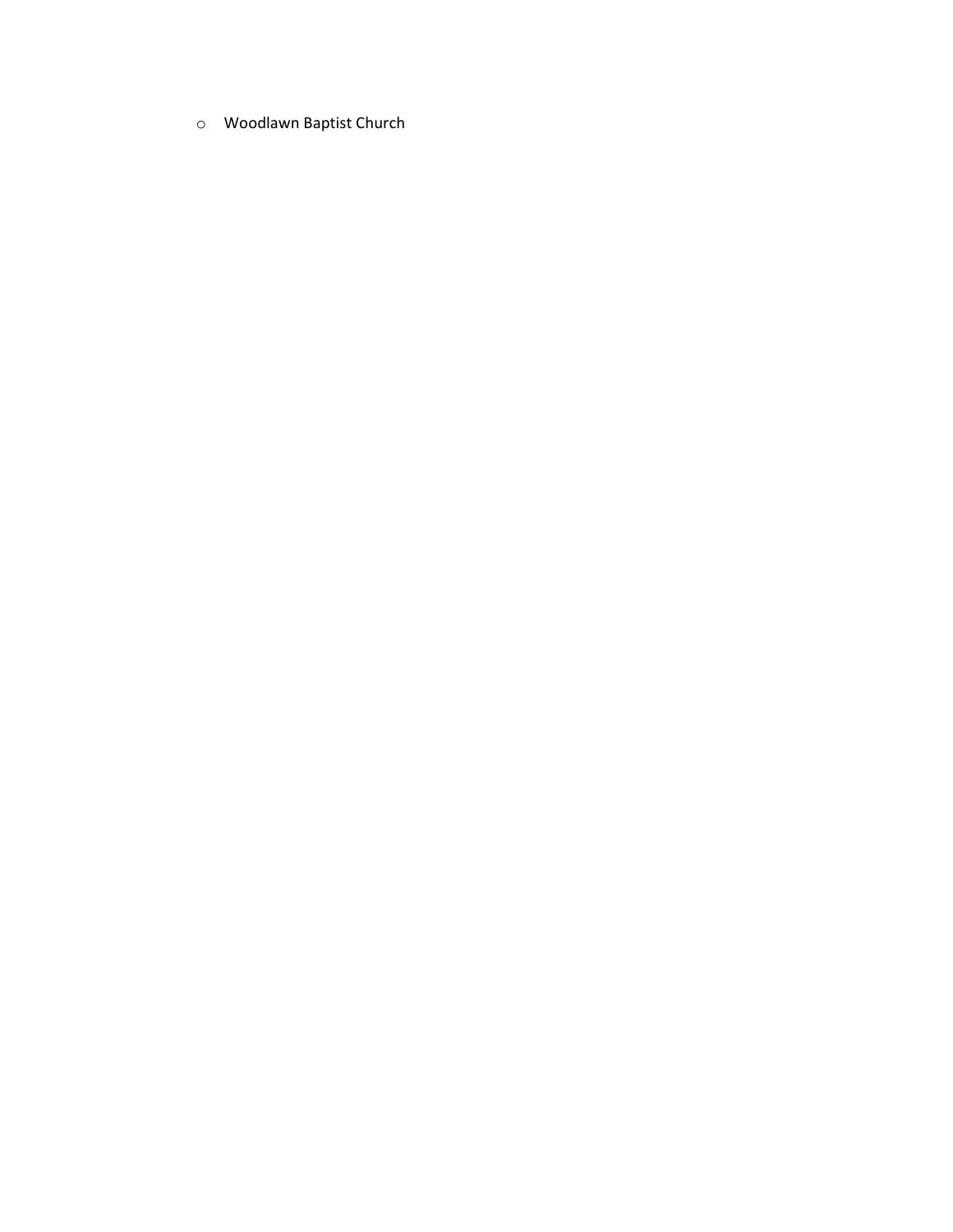- Woodlawn Baptist Church